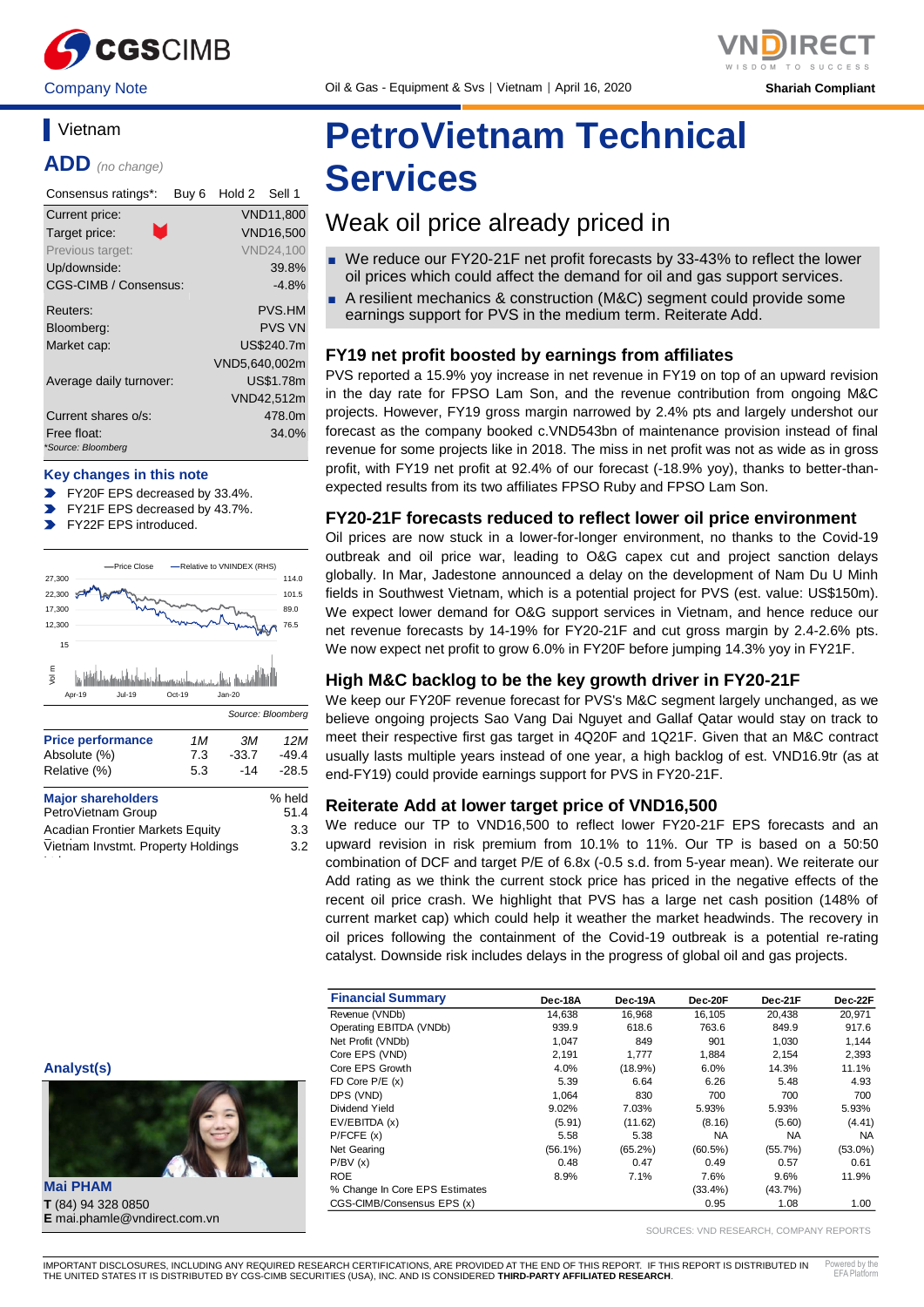Company Note | Oil & Gas - Equipment & Svs | Vietnam | April 16, 2020 | Shariah Compliant

# PetroVietnam Technical Services

## Weak oil price already priced in

- We reduce our FY20-21F net profit forecasts by 33-43% to reflect the lower oil prices which could affect the demand for oil and gas support services.
- A resilient mechanics & construction (M&C) segment could provide some earnings support for PVS in the medium term. Reiterate Add.

### Vietnam

**ADD** *(no change)*

| Consensus ratings*: | Buy 6 | Hold 2 | Sell 1 |
|---|---|---|---|

| | |
|---|---|
| Current price: | VND11,800 |
| Target price: | VND16,500 |
| Previous target: | VND24,100 |
| Up/downside: | 39.8% |
| CGS-CIMB / Consensus: | -4.8% |
| Reuters: | PVS.HM |
| Bloomberg: | PVS VN |
| Market cap: | US$240.7m |
| | VND5,640,002m |
| Average daily turnover: | US$1.78m |
| | VND42,512m |
| Current shares o/s: | 478.0m |
| Free float: | 34.0% |

*Source: Bloomberg

**Key changes in this note**

- FY20F EPS decreased by 33.4%.
- FY21F EPS decreased by 43.7%.
- FY22F EPS introduced.

Source: Bloomberg

| Price performance | 1M | 3M | 12M |
|---|---|---|---|
| Absolute (%) | 7.3 | -33.7 | -49.4 |
| Relative (%) | 5.3 | -14 | -28.5 |

| Major shareholders | % held |
|---|---|
| PetroVietnam Group | 51.4 |
| Acadian Frontier Markets Equity | 3.3 |
| Vietnam Invstmt. Property Holdings | 3.2 |

### FY19 net profit boosted by earnings from affiliates

PVS reported a 15.9% yoy increase in net revenue in FY19 on top of an upward revision in the day rate for FPSO Lam Son, and the revenue contribution from ongoing M&C projects. However, FY19 gross margin narrowed by 2.4% pts and largely undershot our forecast as the company booked c.VND543bn of maintenance provision instead of final revenue for some projects like in 2018. The miss in net profit was not as wide as in gross profit, with FY19 net profit at 92.4% of our forecast (-18.9% yoy), thanks to better-than-expected results from its two affiliates FPSO Ruby and FPSO Lam Son.

### FY20-21F forecasts reduced to reflect lower oil price environment

Oil prices are now stuck in a lower-for-longer environment, no thanks to the Covid-19 outbreak and oil price war, leading to O&G capex cut and project sanction delays globally. In Mar, Jadestone announced a delay on the development of Nam Du U Minh fields in Southwest Vietnam, which is a potential project for PVS (est. value: US$150m). We expect lower demand for O&G support services in Vietnam, and hence reduce our net revenue forecasts by 14-19% for FY20-21F and cut gross margin by 2.4-2.6% pts. We now expect net profit to grow 6.0% in FY20F before jumping 14.3% yoy in FY21F.

### High M&C backlog to be the key growth driver in FY20-21F

We keep our FY20F revenue forecast for PVS's M&C segment largely unchanged, as we believe ongoing projects Sao Vang Dai Nguyet and Gallaf Qatar would stay on track to meet their respective first gas target in 4Q20F and 1Q21F. Given that an M&C contract usually lasts multiple years instead of one year, a high backlog of est. VND16.9tr (as at end-FY19) could provide earnings support for PVS in FY20-21F.

### Reiterate Add at lower target price of VND16,500

We reduce our TP to VND16,500 to reflect lower FY20-21F EPS forecasts and an upward revision in risk premium from 10.1% to 11%. Our TP is based on a 50:50 combination of DCF and target P/E of 6.8x (-0.5 s.d. from 5-year mean). We reiterate our Add rating as we think the current stock price has priced in the negative effects of the recent oil price crash. We highlight that PVS has a large net cash position (148% of current market cap) which could help it weather the market headwinds. The recovery in oil prices following the containment of the Covid-19 outbreak is a potential re-rating catalyst. Downside risk includes delays in the progress of global oil and gas projects.

| Financial Summary | Dec-18A | Dec-19A | Dec-20F | Dec-21F | Dec-22F |
|---|---|---|---|---|---|
| Revenue (VNDb) | 14,638 | 16,968 | 16,105 | 20,438 | 20,971 |
| Operating EBITDA (VNDb) | 939.9 | 618.6 | 763.6 | 849.9 | 917.6 |
| Net Profit (VNDb) | 1,047 | 849 | 901 | 1,030 | 1,144 |
| Core EPS (VND) | 2,191 | 1,777 | 1,884 | 2,154 | 2,393 |
| Core EPS Growth | 4.0% | (18.9%) | 6.0% | 14.3% | 11.1% |
| FD Core P/E (x) | 5.39 | 6.64 | 6.26 | 5.48 | 4.93 |
| DPS (VND) | 1,064 | 830 | 700 | 700 | 700 |
| Dividend Yield | 9.02% | 7.03% | 5.93% | 5.93% | 5.93% |
| EV/EBITDA (x) | (5.91) | (11.62) | (8.16) | (5.60) | (4.41) |
| P/FCFE (x) | 5.58 | 5.38 | NA | NA | NA |
| Net Gearing | (56.1%) | (65.2%) | (60.5%) | (55.7%) | (53.0%) |
| P/BV (x) | 0.48 | 0.47 | 0.49 | 0.57 | 0.61 |
| ROE | 8.9% | 7.1% | 7.6% | 9.6% | 11.9% |
| % Change In Core EPS Estimates | | | (33.4%) | (43.7%) | |
| CGS-CIMB/Consensus EPS (x) | | | 0.95 | 1.08 | 1.00 |

SOURCES: VND RESEARCH, COMPANY REPORTS

**Analyst(s)**

**Mai PHAM**
**T** (84) 94 328 0850
**E** mai.phamle@vndirect.com.vn

IMPORTANT DISCLOSURES, INCLUDING ANY REQUIRED RESEARCH CERTIFICATIONS, ARE PROVIDED AT THE END OF THIS REPORT. IF THIS REPORT IS DISTRIBUTED IN THE UNITED STATES IT IS DISTRIBUTED BY CGS-CIMB SECURITIES (USA), INC. AND IS CONSIDERED **THIRD-PARTY AFFILIATED RESEARCH**.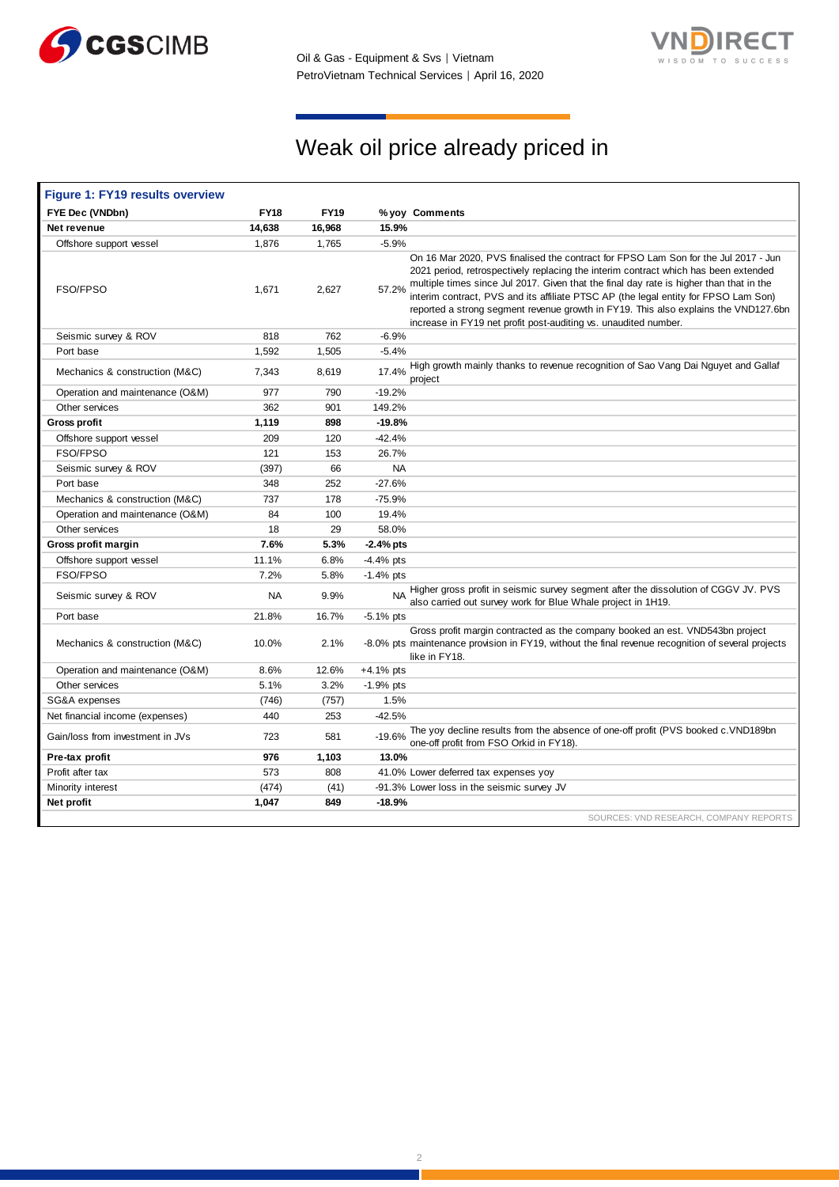# Weak oil price already priced in

**Figure 1: FY19 results overview**

| FYE Dec (VNDbn) | FY18 | FY19 | % yoy | Comments |
|---|---|---|---|---|
| **Net revenue** | **14,638** | **16,968** | **15.9%** | |
| Offshore support vessel | 1,876 | 1,765 | -5.9% | |
| FSO/FPSO | 1,671 | 2,627 | 57.2% | On 16 Mar 2020, PVS finalised the contract for FPSO Lam Son for the Jul 2017 - Jun 2021 period, retrospectively replacing the interim contract which has been extended multiple times since Jul 2017. Given that the final day rate is higher than that in the interim contract, PVS and its affiliate PTSC AP (the legal entity for FPSO Lam Son) reported a strong segment revenue growth in FY19. This also explains the VND127.6bn increase in FY19 net profit post-auditing vs. unaudited number. |
| Seismic survey & ROV | 818 | 762 | -6.9% | |
| Port base | 1,592 | 1,505 | -5.4% | |
| Mechanics & construction (M&C) | 7,343 | 8,619 | 17.4% | High growth mainly thanks to revenue recognition of Sao Vang Dai Nguyet and Gallaf project |
| Operation and maintenance (O&M) | 977 | 790 | -19.2% | |
| Other services | 362 | 901 | 149.2% | |
| **Gross profit** | **1,119** | **898** | **-19.8%** | |
| Offshore support vessel | 209 | 120 | -42.4% | |
| FSO/FPSO | 121 | 153 | 26.7% | |
| Seismic survey & ROV | (397) | 66 | NA | |
| Port base | 348 | 252 | -27.6% | |
| Mechanics & construction (M&C) | 737 | 178 | -75.9% | |
| Operation and maintenance (O&M) | 84 | 100 | 19.4% | |
| Other services | 18 | 29 | 58.0% | |
| **Gross profit margin** | **7.6%** | **5.3%** | **-2.4% pts** | |
| Offshore support vessel | 11.1% | 6.8% | -4.4% pts | |
| FSO/FPSO | 7.2% | 5.8% | -1.4% pts | |
| Seismic survey & ROV | NA | 9.9% | NA | Higher gross profit in seismic survey segment after the dissolution of CGGV JV. PVS also carried out survey work for Blue Whale project in 1H19. |
| Port base | 21.8% | 16.7% | -5.1% pts | |
| Mechanics & construction (M&C) | 10.0% | 2.1% | -8.0% pts | Gross profit margin contracted as the company booked an est. VND543bn project maintenance provision in FY19, without the final revenue recognition of several projects like in FY18. |
| Operation and maintenance (O&M) | 8.6% | 12.6% | +4.1% pts | |
| Other services | 5.1% | 3.2% | -1.9% pts | |
| SG&A expenses | (746) | (757) | 1.5% | |
| Net financial income (expenses) | 440 | 253 | -42.5% | |
| Gain/loss from investment in JVs | 723 | 581 | -19.6% | The yoy decline results from the absence of one-off profit (PVS booked c.VND189bn one-off profit from FSO Orkid in FY18). |
| **Pre-tax profit** | **976** | **1,103** | **13.0%** | |
| Profit after tax | 573 | 808 | 41.0% | Lower deferred tax expenses yoy |
| Minority interest | (474) | (41) | -91.3% | Lower loss in the seismic survey JV |
| **Net profit** | **1,047** | **849** | **-18.9%** | |

SOURCES: VND RESEARCH, COMPANY REPORTS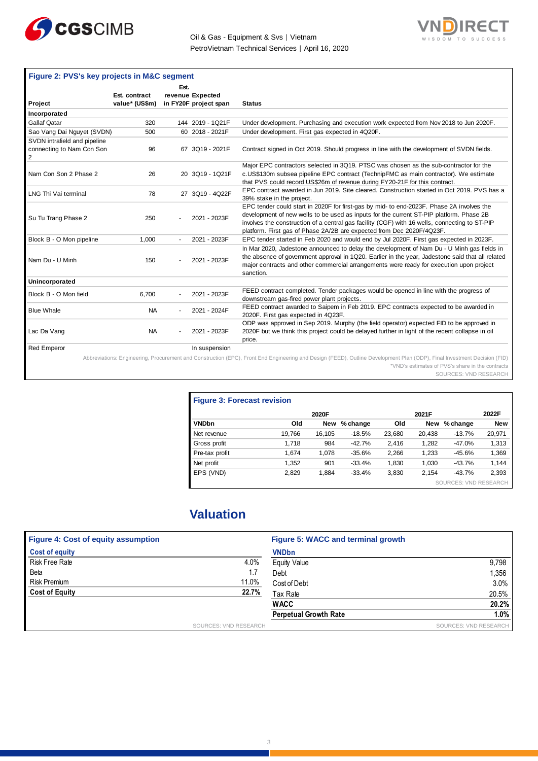**Figure 2: PVS's key projects in M&C segment**

| Project | Est. contract value* (US$m) | Est. revenue in FY20F | Expected project span | Status |
|---|---|---|---|---|
| **Incorporated** | | | | |
| Gallaf Qatar | 320 | 144 | 2019 - 1Q21F | Under development. Purchasing and execution work expected from Nov 2018 to Jun 2020F. |
| Sao Vang Dai Nguyet (SVDN) | 500 | 60 | 2018 - 2021F | Under development. First gas expected in 4Q20F. |
| SVDN intrafield and pipeline connecting to Nam Con Son 2 | 96 | 67 | 3Q19 - 2021F | Contract signed in Oct 2019. Should progress in line with the development of SVDN fields. |
| Nam Con Son 2 Phase 2 | 26 | 20 | 3Q19 - 1Q21F | Major EPC contractors selected in 3Q19. PTSC was chosen as the sub-contractor for the c.US$130m subsea pipeline EPC contract (TechnipFMC as main contractor). We estimate that PVS could record US$26m of revenue during FY20-21F for this contract. |
| LNG Thi Vai terminal | 78 | 27 | 3Q19 - 4Q22F | EPC contract awarded in Jun 2019. Site cleared. Construction started in Oct 2019. PVS has a 39% stake in the project. |
| Su Tu Trang Phase 2 | 250 | - | 2021 - 2023F | EPC tender could start in 2020F for first-gas by mid- to end-2023F. Phase 2A involves the development of new wells to be used as inputs for the current ST-PIP platform. Phase 2B involves the construction of a central gas facility (CGF) with 16 wells, connecting to ST-PIP platform. First gas of Phase 2A/2B are expected from Dec 2020F/4Q23F. |
| Block B - O Mon pipeline | 1,000 | - | 2021 - 2023F | EPC tender started in Feb 2020 and would end by Jul 2020F. First gas expected in 2023F. |
| Nam Du - U Minh | 150 | - | 2021 - 2023F | In Mar 2020, Jadestone announced to delay the development of Nam Du - U Minh gas fields in the absence of government approval in 1Q20. Earlier in the year, Jadestone said that all related major contracts and other commercial arrangements were ready for execution upon project sanction. |
| **Unincorporated** | | | | |
| Block B - O Mon field | 6,700 | - | 2021 - 2023F | FEED contract completed. Tender packages would be opened in line with the progress of downstream gas-fired power plant projects. |
| Blue Whale | NA | - | 2021 - 2024F | FEED contract awarded to Saipem in Feb 2019. EPC contracts expected to be awarded in 2020F. First gas expected in 4Q23F. |
| Lac Da Vang | NA | - | 2021 - 2023F | ODP was approved in Sep 2019. Murphy (the field operator) expected FID to be approved in 2020F but we think this project could be delayed further in light of the recent collapse in oil price. |
| Red Emperor | | | In suspension | |

Abbreviations: Engineering, Procurement and Construction (EPC), Front End Engineering and Design (FEED), Outline Development Plan (ODP), Final Investment Decision (FID)

*VND's estimates of PVS's share in the contracts

SOURCES: VND RESEARCH

**Figure 3: Forecast revision**

| | 2020F | | | 2021F | | | 2022F |
|---|---|---|---|---|---|---|---|
| **VNDbn** | **Old** | **New** | **% change** | **Old** | **New** | **% change** | **New** |
| Net revenue | 19,766 | 16,105 | -18.5% | 23,680 | 20,438 | -13.7% | 20,971 |
| Gross profit | 1,718 | 984 | -42.7% | 2,416 | 1,282 | -47.0% | 1,313 |
| Pre-tax profit | 1,674 | 1,078 | -35.6% | 2,266 | 1,233 | -45.6% | 1,369 |
| Net profit | 1,352 | 901 | -33.4% | 1,830 | 1,030 | -43.7% | 1,144 |
| EPS (VND) | 2,829 | 1,884 | -33.4% | 3,830 | 2,154 | -43.7% | 2,393 |

SOURCES: VND RESEARCH

# Valuation

**Figure 4: Cost of equity assumption**

| Cost of equity | |
|---|---|
| Risk Free Rate | 4.0% |
| Beta | 1.7 |
| Risk Premium | 11.0% |
| **Cost of Equity** | **22.7%** |

SOURCES: VND RESEARCH

**Figure 5: WACC and terminal growth**

| VNDbn | |
|---|---|
| Equity Value | 9,798 |
| Debt | 1,356 |
| Cost of Debt | 3.0% |
| Tax Rate | 20.5% |
| **WACC** | **20.2%** |
| **Perpetual Growth Rate** | **1.0%** |

SOURCES: VND RESEARCH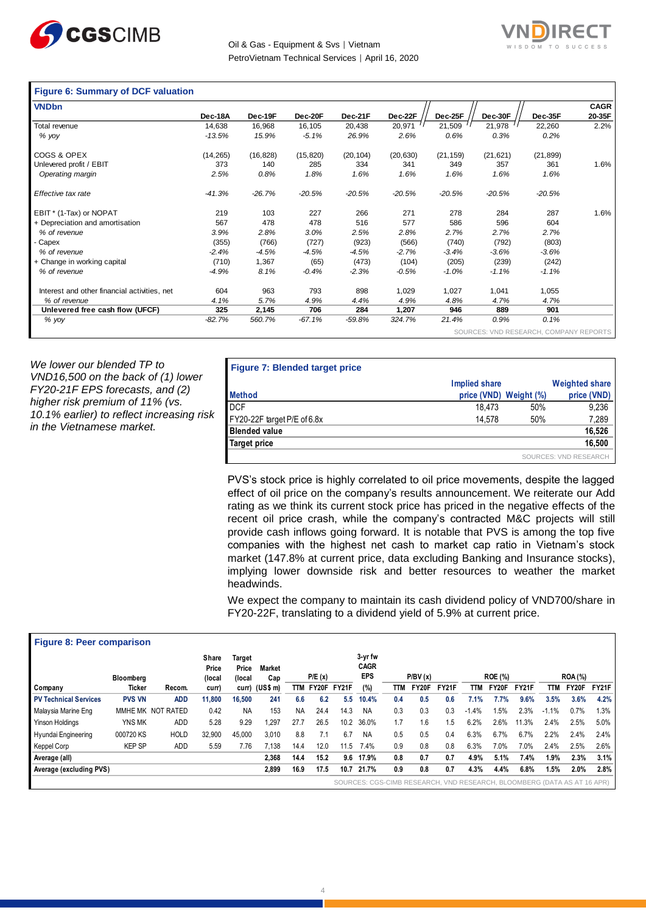**Figure 6: Summary of DCF valuation**

| VNDbn | Dec-18A | Dec-19F | Dec-20F | Dec-21F | Dec-22F | Dec-25F | Dec-30F | Dec-35F | CAGR 20-35F |
|---|---|---|---|---|---|---|---|---|---|
| Total revenue | 14,638 | 16,968 | 16,105 | 20,438 | 20,971 | 21,509 | 21,978 | 22,260 | 2.2% |
| *% yoy* | *-13.5%* | *15.9%* | *-5.1%* | *26.9%* | *2.6%* | *0.6%* | *0.3%* | *0.2%* | |
| COGS & OPEX | (14,265) | (16,828) | (15,820) | (20,104) | (20,630) | (21,159) | (21,621) | (21,899) | |
| Unlevered profit / EBIT | 373 | 140 | 285 | 334 | 341 | 349 | 357 | 361 | 1.6% |
| *Operating margin* | *2.5%* | *0.8%* | *1.8%* | *1.6%* | *1.6%* | *1.6%* | *1.6%* | *1.6%* | |
| *Effective tax rate* | *-41.3%* | *-26.7%* | *-20.5%* | *-20.5%* | *-20.5%* | *-20.5%* | *-20.5%* | *-20.5%* | |
| EBIT * (1-Tax) or NOPAT | 219 | 103 | 227 | 266 | 271 | 278 | 284 | 287 | 1.6% |
| + Depreciation and amortisation | 567 | 478 | 478 | 516 | 577 | 586 | 596 | 604 | |
| *% of revenue* | *3.9%* | *2.8%* | *3.0%* | *2.5%* | *2.8%* | *2.7%* | *2.7%* | *2.7%* | |
| - Capex | (355) | (766) | (727) | (923) | (566) | (740) | (792) | (803) | |
| *% of revenue* | *-2.4%* | *-4.5%* | *-4.5%* | *-4.5%* | *-2.7%* | *-3.4%* | *-3.6%* | *-3.6%* | |
| + Change in working capital | (710) | 1,367 | (65) | (473) | (104) | (205) | (239) | (242) | |
| *% of revenue* | *-4.9%* | *8.1%* | *-0.4%* | *-2.3%* | *-0.5%* | *-1.0%* | *-1.1%* | *-1.1%* | |
| Interest and other financial activities, net | 604 | 963 | 793 | 898 | 1,029 | 1,027 | 1,041 | 1,055 | |
| *% of revenue* | *4.1%* | *5.7%* | *4.9%* | *4.4%* | *4.9%* | *4.8%* | *4.7%* | *4.7%* | |
| **Unlevered free cash flow (UFCF)** | **325** | **2,145** | **706** | **284** | **1,207** | **946** | **889** | **901** | |
| *% yoy* | *-82.7%* | *560.7%* | *-67.1%* | *-59.8%* | *324.7%* | *21.4%* | *0.9%* | *0.1%* | |

SOURCES: VND RESEARCH, COMPANY REPORTS

*We lower our blended TP to VND16,500 on the back of (1) lower FY20-21F EPS forecasts, and (2) higher risk premium of 11% (vs. 10.1% earlier) to reflect increasing risk in the Vietnamese market.*

**Figure 7: Blended target price**

| Method | Implied share price (VND) | Weight (%) | Weighted share price (VND) |
|---|---|---|---|
| DCF | 18,473 | 50% | 9,236 |
| FY20-22F target P/E of 6.8x | 14,578 | 50% | 7,289 |
| **Blended value** | | | **16,526** |
| **Target price** | | | **16,500** |

SOURCES: VND RESEARCH

PVS's stock price is highly correlated to oil price movements, despite the lagged effect of oil price on the company's results announcement. We reiterate our Add rating as we think its current stock price has priced in the negative effects of the recent oil price crash, while the company's contracted M&C projects will still provide cash inflows going forward. It is notable that PVS is among the top five companies with the highest net cash to market cap ratio in Vietnam's stock market (147.8% at current price, data excluding Banking and Insurance stocks), implying lower downside risk and better resources to weather the market headwinds.

We expect the company to maintain its cash dividend policy of VND700/share in FY20-22F, translating to a dividend yield of 5.9% at current price.

**Figure 8: Peer comparison**

| Company | Bloomberg Ticker | Recom. | Share Price (local curr) | Target Price (local curr) | Market Cap (US$ m) | P/E (x) TTM | P/E (x) FY20F | P/E (x) FY21F | 3-yr fw CAGR EPS (%) | P/BV (x) TTM | P/BV (x) FY20F | P/BV (x) FY21F | ROE (%) TTM | ROE (%) FY20F | ROE (%) FY21F | ROA (%) TTM | ROA (%) FY20F | ROA (%) FY21F |
|---|---|---|---|---|---|---|---|---|---|---|---|---|---|---|---|---|---|---|
| **PV Technical Services** | **PVS VN** | **ADD** | **11,800** | **16,500** | **241** | **6.6** | **6.2** | **5.5** | **10.4%** | **0.4** | **0.5** | **0.6** | **7.1%** | **7.7%** | **9.6%** | **3.5%** | **3.6%** | **4.2%** |
| Malaysia Marine Eng | MMHE MK | NOT RATED | 0.42 | NA | 153 | NA | 24.4 | 14.3 | NA | 0.3 | 0.3 | 0.3 | -1.4% | 1.5% | 2.3% | -1.1% | 0.7% | 1.3% |
| Yinson Holdings | YNS MK | ADD | 5.28 | 9.29 | 1,297 | 27.7 | 26.5 | 10.2 | 36.0% | 1.7 | 1.6 | 1.5 | 6.2% | 2.6% | 11.3% | 2.4% | 2.5% | 5.0% |
| Hyundai Engineering | 000720 KS | HOLD | 32,900 | 45,000 | 3,010 | 8.8 | 7.1 | 6.7 | NA | 0.5 | 0.5 | 0.4 | 6.3% | 6.7% | 6.7% | 2.2% | 2.4% | 2.4% |
| Keppel Corp | KEP SP | ADD | 5.59 | 7.76 | 7,138 | 14.4 | 12.0 | 11.5 | 7.4% | 0.9 | 0.8 | 0.8 | 6.3% | 7.0% | 7.0% | 2.4% | 2.5% | 2.6% |
| **Average (all)** | | | | | **2,368** | **14.4** | **15.2** | **9.6** | **17.9%** | **0.8** | **0.7** | **0.7** | **4.9%** | **5.1%** | **7.4%** | **1.9%** | **2.3%** | **3.1%** |
| **Average (excluding PVS)** | | | | | **2,899** | **16.9** | **17.5** | **10.7** | **21.7%** | **0.9** | **0.8** | **0.7** | **4.3%** | **4.4%** | **6.8%** | **1.5%** | **2.0%** | **2.8%** |

SOURCES: CGS-CIMB RESEARCH, VND RESEARCH, BLOOMBERG (DATA AS AT 16 APR)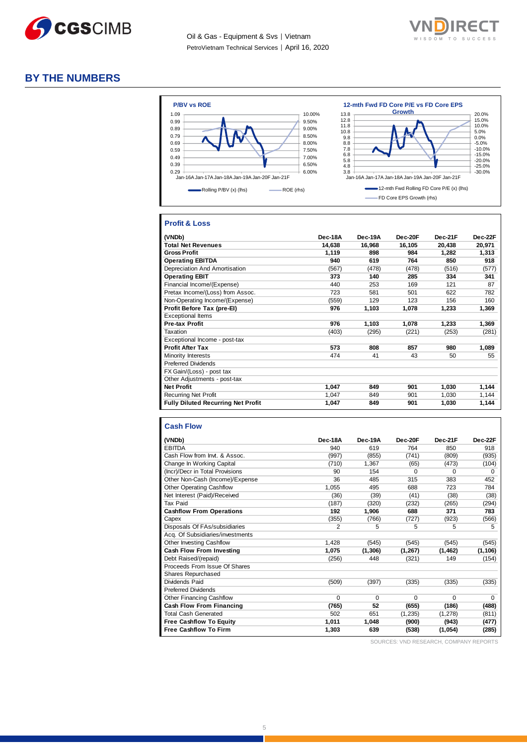# BY THE NUMBERS

**P/BV vs ROE**

**12-mth Fwd FD Core P/E vs FD Core EPS Growth**

## Profit & Loss

| (VNDb) | Dec-18A | Dec-19A | Dec-20F | Dec-21F | Dec-22F |
|---|---|---|---|---|---|
| **Total Net Revenues** | **14,638** | **16,968** | **16,105** | **20,438** | **20,971** |
| **Gross Profit** | **1,119** | **898** | **984** | **1,282** | **1,313** |
| **Operating EBITDA** | **940** | **619** | **764** | **850** | **918** |
| Depreciation And Amortisation | (567) | (478) | (478) | (516) | (577) |
| **Operating EBIT** | **373** | **140** | **285** | **334** | **341** |
| Financial Income/(Expense) | 440 | 253 | 169 | 121 | 87 |
| Pretax Income/(Loss) from Assoc. | 723 | 581 | 501 | 622 | 782 |
| Non-Operating Income/(Expense) | (559) | 129 | 123 | 156 | 160 |
| **Profit Before Tax (pre-EI)** | **976** | **1,103** | **1,078** | **1,233** | **1,369** |
| Exceptional Items | | | | | |
| **Pre-tax Profit** | **976** | **1,103** | **1,078** | **1,233** | **1,369** |
| Taxation | (403) | (295) | (221) | (253) | (281) |
| Exceptional Income - post-tax | | | | | |
| **Profit After Tax** | **573** | **808** | **857** | **980** | **1,089** |
| Minority Interests | 474 | 41 | 43 | 50 | 55 |
| Preferred Dividends | | | | | |
| FX Gain/(Loss) - post tax | | | | | |
| Other Adjustments - post-tax | | | | | |
| **Net Profit** | **1,047** | **849** | **901** | **1,030** | **1,144** |
| Recurring Net Profit | 1,047 | 849 | 901 | 1,030 | 1,144 |
| **Fully Diluted Recurring Net Profit** | **1,047** | **849** | **901** | **1,030** | **1,144** |

## Cash Flow

| (VNDb) | Dec-18A | Dec-19A | Dec-20F | Dec-21F | Dec-22F |
|---|---|---|---|---|---|
| EBITDA | 940 | 619 | 764 | 850 | 918 |
| Cash Flow from Invt. & Assoc. | (997) | (855) | (741) | (809) | (935) |
| Change In Working Capital | (710) | 1,367 | (65) | (473) | (104) |
| (Incr)/Decr in Total Provisions | 90 | 154 | 0 | 0 | 0 |
| Other Non-Cash (Income)/Expense | 36 | 485 | 315 | 383 | 452 |
| Other Operating Cashflow | 1,055 | 495 | 688 | 723 | 784 |
| Net Interest (Paid)/Received | (36) | (39) | (41) | (38) | (38) |
| Tax Paid | (187) | (320) | (232) | (265) | (294) |
| **Cashflow From Operations** | **192** | **1,906** | **688** | **371** | **783** |
| Capex | (355) | (766) | (727) | (923) | (566) |
| Disposals Of FAs/subsidiaries | 2 | 5 | 5 | 5 | 5 |
| Acq. Of Subsidiaries/investments | | | | | |
| Other Investing Cashflow | 1,428 | (545) | (545) | (545) | (545) |
| **Cash Flow From Investing** | **1,075** | **(1,306)** | **(1,267)** | **(1,462)** | **(1,106)** |
| Debt Raised/(repaid) | (256) | 448 | (321) | 149 | (154) |
| Proceeds From Issue Of Shares | | | | | |
| Shares Repurchased | | | | | |
| Dividends Paid | (509) | (397) | (335) | (335) | (335) |
| Preferred Dividends | | | | | |
| Other Financing Cashflow | 0 | 0 | 0 | 0 | 0 |
| **Cash Flow From Financing** | **(765)** | **52** | **(655)** | **(186)** | **(488)** |
| Total Cash Generated | 502 | 651 | (1,235) | (1,278) | (811) |
| **Free Cashflow To Equity** | **1,011** | **1,048** | **(900)** | **(943)** | **(477)** |
| **Free Cashflow To Firm** | **1,303** | **639** | **(538)** | **(1,054)** | **(285)** |

SOURCES: VND RESEARCH, COMPANY REPORTS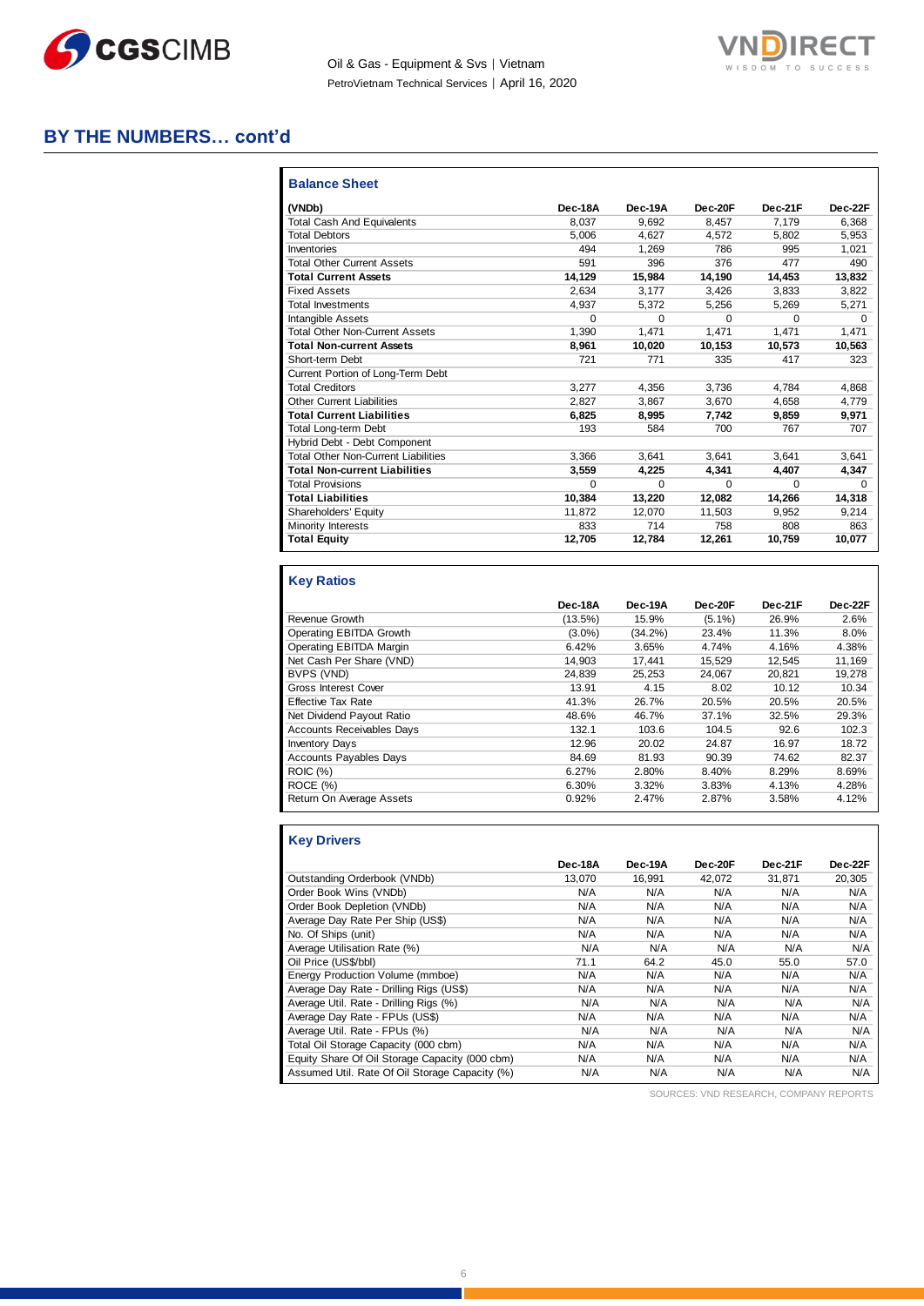## BY THE NUMBERS… cont'd

### Balance Sheet

| (VNDb) | Dec-18A | Dec-19A | Dec-20F | Dec-21F | Dec-22F |
|---|---|---|---|---|---|
| Total Cash And Equivalents | 8,037 | 9,692 | 8,457 | 7,179 | 6,368 |
| Total Debtors | 5,006 | 4,627 | 4,572 | 5,802 | 5,953 |
| Inventories | 494 | 1,269 | 786 | 995 | 1,021 |
| Total Other Current Assets | 591 | 396 | 376 | 477 | 490 |
| **Total Current Assets** | **14,129** | **15,984** | **14,190** | **14,453** | **13,832** |
| Fixed Assets | 2,634 | 3,177 | 3,426 | 3,833 | 3,822 |
| Total Investments | 4,937 | 5,372 | 5,256 | 5,269 | 5,271 |
| Intangible Assets | 0 | 0 | 0 | 0 | 0 |
| Total Other Non-Current Assets | 1,390 | 1,471 | 1,471 | 1,471 | 1,471 |
| **Total Non-current Assets** | **8,961** | **10,020** | **10,153** | **10,573** | **10,563** |
| Short-term Debt | 721 | 771 | 335 | 417 | 323 |
| Current Portion of Long-Term Debt | | | | | |
| Total Creditors | 3,277 | 4,356 | 3,736 | 4,784 | 4,868 |
| Other Current Liabilities | 2,827 | 3,867 | 3,670 | 4,658 | 4,779 |
| **Total Current Liabilities** | **6,825** | **8,995** | **7,742** | **9,859** | **9,971** |
| Total Long-term Debt | 193 | 584 | 700 | 767 | 707 |
| Hybrid Debt - Debt Component | | | | | |
| Total Other Non-Current Liabilities | 3,366 | 3,641 | 3,641 | 3,641 | 3,641 |
| **Total Non-current Liabilities** | **3,559** | **4,225** | **4,341** | **4,407** | **4,347** |
| Total Provisions | 0 | 0 | 0 | 0 | 0 |
| **Total Liabilities** | **10,384** | **13,220** | **12,082** | **14,266** | **14,318** |
| Shareholders' Equity | 11,872 | 12,070 | 11,503 | 9,952 | 9,214 |
| Minority Interests | 833 | 714 | 758 | 808 | 863 |
| **Total Equity** | **12,705** | **12,784** | **12,261** | **10,759** | **10,077** |

### Key Ratios

| | Dec-18A | Dec-19A | Dec-20F | Dec-21F | Dec-22F |
|---|---|---|---|---|---|
| Revenue Growth | (13.5%) | 15.9% | (5.1%) | 26.9% | 2.6% |
| Operating EBITDA Growth | (3.0%) | (34.2%) | 23.4% | 11.3% | 8.0% |
| Operating EBITDA Margin | 6.42% | 3.65% | 4.74% | 4.16% | 4.38% |
| Net Cash Per Share (VND) | 14,903 | 17,441 | 15,529 | 12,545 | 11,169 |
| BVPS (VND) | 24,839 | 25,253 | 24,067 | 20,821 | 19,278 |
| Gross Interest Cover | 13.91 | 4.15 | 8.02 | 10.12 | 10.34 |
| Effective Tax Rate | 41.3% | 26.7% | 20.5% | 20.5% | 20.5% |
| Net Dividend Payout Ratio | 48.6% | 46.7% | 37.1% | 32.5% | 29.3% |
| Accounts Receivables Days | 132.1 | 103.6 | 104.5 | 92.6 | 102.3 |
| Inventory Days | 12.96 | 20.02 | 24.87 | 16.97 | 18.72 |
| Accounts Payables Days | 84.69 | 81.93 | 90.39 | 74.62 | 82.37 |
| ROIC (%) | 6.27% | 2.80% | 8.40% | 8.29% | 8.69% |
| ROCE (%) | 6.30% | 3.32% | 3.83% | 4.13% | 4.28% |
| Return On Average Assets | 0.92% | 2.47% | 2.87% | 3.58% | 4.12% |

### Key Drivers

| | Dec-18A | Dec-19A | Dec-20F | Dec-21F | Dec-22F |
|---|---|---|---|---|---|
| Outstanding Orderbook (VNDb) | 13,070 | 16,991 | 42,072 | 31,871 | 20,305 |
| Order Book Wins (VNDb) | N/A | N/A | N/A | N/A | N/A |
| Order Book Depletion (VNDb) | N/A | N/A | N/A | N/A | N/A |
| Average Day Rate Per Ship (US$) | N/A | N/A | N/A | N/A | N/A |
| No. Of Ships (unit) | N/A | N/A | N/A | N/A | N/A |
| Average Utilisation Rate (%) | N/A | N/A | N/A | N/A | N/A |
| Oil Price (US$/bbl) | 71.1 | 64.2 | 45.0 | 55.0 | 57.0 |
| Energy Production Volume (mmboe) | N/A | N/A | N/A | N/A | N/A |
| Average Day Rate - Drilling Rigs (US$) | N/A | N/A | N/A | N/A | N/A |
| Average Util. Rate - Drilling Rigs (%) | N/A | N/A | N/A | N/A | N/A |
| Average Day Rate - FPUs (US$) | N/A | N/A | N/A | N/A | N/A |
| Average Util. Rate - FPUs (%) | N/A | N/A | N/A | N/A | N/A |
| Total Oil Storage Capacity (000 cbm) | N/A | N/A | N/A | N/A | N/A |
| Equity Share Of Oil Storage Capacity (000 cbm) | N/A | N/A | N/A | N/A | N/A |
| Assumed Util. Rate Of Oil Storage Capacity (%) | N/A | N/A | N/A | N/A | N/A |

SOURCES: VND RESEARCH, COMPANY REPORTS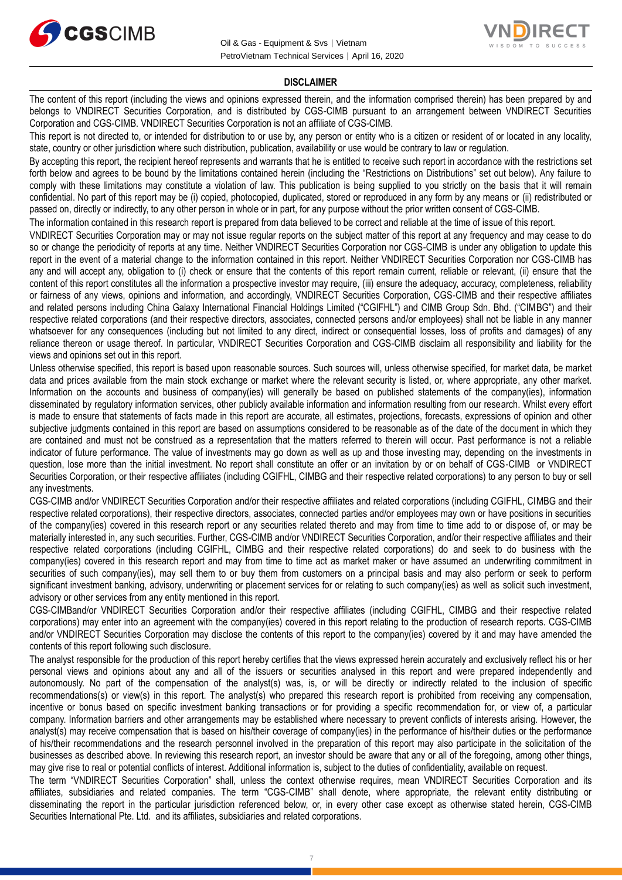## DISCLAIMER

The content of this report (including the views and opinions expressed therein, and the information comprised therein) has been prepared by and belongs to VNDIRECT Securities Corporation, and is distributed by CGS-CIMB pursuant to an arrangement between VNDIRECT Securities Corporation and CGS-CIMB. VNDIRECT Securities Corporation is not an affiliate of CGS-CIMB.

This report is not directed to, or intended for distribution to or use by, any person or entity who is a citizen or resident of or located in any locality, state, country or other jurisdiction where such distribution, publication, availability or use would be contrary to law or regulation.

By accepting this report, the recipient hereof represents and warrants that he is entitled to receive such report in accordance with the restrictions set forth below and agrees to be bound by the limitations contained herein (including the "Restrictions on Distributions" set out below). Any failure to comply with these limitations may constitute a violation of law. This publication is being supplied to you strictly on the basis that it will remain confidential. No part of this report may be (i) copied, photocopied, duplicated, stored or reproduced in any form by any means or (ii) redistributed or passed on, directly or indirectly, to any other person in whole or in part, for any purpose without the prior written consent of CGS-CIMB.

The information contained in this research report is prepared from data believed to be correct and reliable at the time of issue of this report.

VNDIRECT Securities Corporation may or may not issue regular reports on the subject matter of this report at any frequency and may cease to do so or change the periodicity of reports at any time. Neither VNDIRECT Securities Corporation nor CGS-CIMB is under any obligation to update this report in the event of a material change to the information contained in this report. Neither VNDIRECT Securities Corporation nor CGS-CIMB has any and will accept any, obligation to (i) check or ensure that the contents of this report remain current, reliable or relevant, (ii) ensure that the content of this report constitutes all the information a prospective investor may require, (iii) ensure the adequacy, accuracy, completeness, reliability or fairness of any views, opinions and information, and accordingly, VNDIRECT Securities Corporation, CGS-CIMB and their respective affiliates and related persons including China Galaxy International Financial Holdings Limited ("CGIFHL") and CIMB Group Sdn. Bhd. ("CIMBG") and their respective related corporations (and their respective directors, associates, connected persons and/or employees) shall not be liable in any manner whatsoever for any consequences (including but not limited to any direct, indirect or consequential losses, loss of profits and damages) of any reliance thereon or usage thereof. In particular, VNDIRECT Securities Corporation and CGS-CIMB disclaim all responsibility and liability for the views and opinions set out in this report.

Unless otherwise specified, this report is based upon reasonable sources. Such sources will, unless otherwise specified, for market data, be market data and prices available from the main stock exchange or market where the relevant security is listed, or, where appropriate, any other market. Information on the accounts and business of company(ies) will generally be based on published statements of the company(ies), information disseminated by regulatory information services, other publicly available information and information resulting from our research. Whilst every effort is made to ensure that statements of facts made in this report are accurate, all estimates, projections, forecasts, expressions of opinion and other subjective judgments contained in this report are based on assumptions considered to be reasonable as of the date of the document in which they are contained and must not be construed as a representation that the matters referred to therein will occur. Past performance is not a reliable indicator of future performance. The value of investments may go down as well as up and those investing may, depending on the investments in question, lose more than the initial investment. No report shall constitute an offer or an invitation by or on behalf of CGS-CIMB or VNDIRECT Securities Corporation, or their respective affiliates (including CGIFHL, CIMBG and their respective related corporations) to any person to buy or sell any investments.

CGS-CIMB and/or VNDIRECT Securities Corporation and/or their respective affiliates and related corporations (including CGIFHL, CIMBG and their respective related corporations), their respective directors, associates, connected parties and/or employees may own or have positions in securities of the company(ies) covered in this research report or any securities related thereto and may from time to time add to or dispose of, or may be materially interested in, any such securities. Further, CGS-CIMB and/or VNDIRECT Securities Corporation, and/or their respective affiliates and their respective related corporations (including CGIFHL, CIMBG and their respective related corporations) do and seek to do business with the company(ies) covered in this research report and may from time to time act as market maker or have assumed an underwriting commitment in securities of such company(ies), may sell them to or buy them from customers on a principal basis and may also perform or seek to perform significant investment banking, advisory, underwriting or placement services for or relating to such company(ies) as well as solicit such investment, advisory or other services from any entity mentioned in this report.

CGS-CIMBand/or VNDIRECT Securities Corporation and/or their respective affiliates (including CGIFHL, CIMBG and their respective related corporations) may enter into an agreement with the company(ies) covered in this report relating to the production of research reports. CGS-CIMB and/or VNDIRECT Securities Corporation may disclose the contents of this report to the company(ies) covered by it and may have amended the contents of this report following such disclosure.

The analyst responsible for the production of this report hereby certifies that the views expressed herein accurately and exclusively reflect his or her personal views and opinions about any and all of the issuers or securities analysed in this report and were prepared independently and autonomously. No part of the compensation of the analyst(s) was, is, or will be directly or indirectly related to the inclusion of specific recommendations(s) or view(s) in this report. The analyst(s) who prepared this research report is prohibited from receiving any compensation, incentive or bonus based on specific investment banking transactions or for providing a specific recommendation for, or view of, a particular company. Information barriers and other arrangements may be established where necessary to prevent conflicts of interests arising. However, the analyst(s) may receive compensation that is based on his/their coverage of company(ies) in the performance of his/their duties or the performance of his/their recommendations and the research personnel involved in the preparation of this report may also participate in the solicitation of the businesses as described above. In reviewing this research report, an investor should be aware that any or all of the foregoing, among other things, may give rise to real or potential conflicts of interest. Additional information is, subject to the duties of confidentiality, available on request.

The term "VNDIRECT Securities Corporation" shall, unless the context otherwise requires, mean VNDIRECT Securities Corporation and its affiliates, subsidiaries and related companies. The term "CGS-CIMB" shall denote, where appropriate, the relevant entity distributing or disseminating the report in the particular jurisdiction referenced below, or, in every other case except as otherwise stated herein, CGS-CIMB Securities International Pte. Ltd. and its affiliates, subsidiaries and related corporations.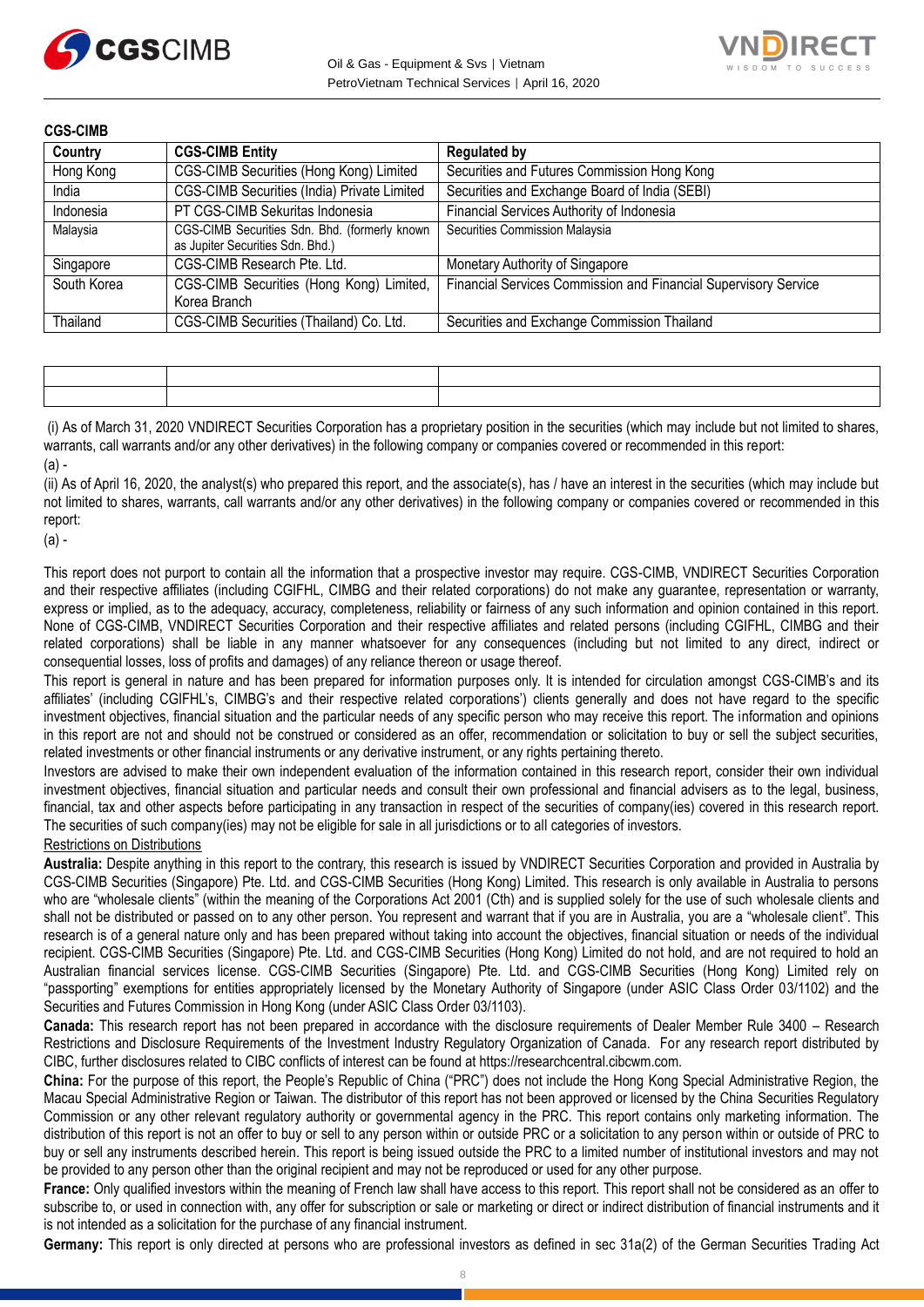**CGS-CIMB**

| Country | CGS-CIMB Entity | Regulated by |
|---|---|---|
| Hong Kong | CGS-CIMB Securities (Hong Kong) Limited | Securities and Futures Commission Hong Kong |
| India | CGS-CIMB Securities (India) Private Limited | Securities and Exchange Board of India (SEBI) |
| Indonesia | PT CGS-CIMB Sekuritas Indonesia | Financial Services Authority of Indonesia |
| Malaysia | CGS-CIMB Securities Sdn. Bhd. (formerly known as Jupiter Securities Sdn. Bhd.) | Securities Commission Malaysia |
| Singapore | CGS-CIMB Research Pte. Ltd. | Monetary Authority of Singapore |
| South Korea | CGS-CIMB Securities (Hong Kong) Limited, Korea Branch | Financial Services Commission and Financial Supervisory Service |
| Thailand | CGS-CIMB Securities (Thailand) Co. Ltd. | Securities and Exchange Commission Thailand |

| | | |
|---|---|---|
| | | |
| | | |

(i) As of March 31, 2020 VNDIRECT Securities Corporation has a proprietary position in the securities (which may include but not limited to shares, warrants, call warrants and/or any other derivatives) in the following company or companies covered or recommended in this report:

(a) -

(ii) As of April 16, 2020, the analyst(s) who prepared this report, and the associate(s), has / have an interest in the securities (which may include but not limited to shares, warrants, call warrants and/or any other derivatives) in the following company or companies covered or recommended in this report:

(a) -

This report does not purport to contain all the information that a prospective investor may require. CGS-CIMB, VNDIRECT Securities Corporation and their respective affiliates (including CGIFHL, CIMBG and their related corporations) do not make any guarantee, representation or warranty, express or implied, as to the adequacy, accuracy, completeness, reliability or fairness of any such information and opinion contained in this report. None of CGS-CIMB, VNDIRECT Securities Corporation and their respective affiliates and related persons (including CGIFHL, CIMBG and their related corporations) shall be liable in any manner whatsoever for any consequences (including but not limited to any direct, indirect or consequential losses, loss of profits and damages) of any reliance thereon or usage thereof.

This report is general in nature and has been prepared for information purposes only. It is intended for circulation amongst CGS-CIMB's and its affiliates' (including CGIFHL's, CIMBG's and their respective related corporations') clients generally and does not have regard to the specific investment objectives, financial situation and the particular needs of any specific person who may receive this report. The information and opinions in this report are not and should not be construed or considered as an offer, recommendation or solicitation to buy or sell the subject securities, related investments or other financial instruments or any derivative instrument, or any rights pertaining thereto.

Investors are advised to make their own independent evaluation of the information contained in this research report, consider their own individual investment objectives, financial situation and particular needs and consult their own professional and financial advisers as to the legal, business, financial, tax and other aspects before participating in any transaction in respect of the securities of company(ies) covered in this research report. The securities of such company(ies) may not be eligible for sale in all jurisdictions or to all categories of investors.

Restrictions on Distributions

**Australia:** Despite anything in this report to the contrary, this research is issued by VNDIRECT Securities Corporation and provided in Australia by CGS-CIMB Securities (Singapore) Pte. Ltd. and CGS-CIMB Securities (Hong Kong) Limited. This research is only available in Australia to persons who are "wholesale clients" (within the meaning of the Corporations Act 2001 (Cth) and is supplied solely for the use of such wholesale clients and shall not be distributed or passed on to any other person. You represent and warrant that if you are in Australia, you are a "wholesale client". This research is of a general nature only and has been prepared without taking into account the objectives, financial situation or needs of the individual recipient. CGS-CIMB Securities (Singapore) Pte. Ltd. and CGS-CIMB Securities (Hong Kong) Limited do not hold, and are not required to hold an Australian financial services license. CGS-CIMB Securities (Singapore) Pte. Ltd. and CGS-CIMB Securities (Hong Kong) Limited rely on "passporting" exemptions for entities appropriately licensed by the Monetary Authority of Singapore (under ASIC Class Order 03/1102) and the Securities and Futures Commission in Hong Kong (under ASIC Class Order 03/1103).

**Canada:** This research report has not been prepared in accordance with the disclosure requirements of Dealer Member Rule 3400 – Research Restrictions and Disclosure Requirements of the Investment Industry Regulatory Organization of Canada. For any research report distributed by CIBC, further disclosures related to CIBC conflicts of interest can be found at https://researchcentral.cibcwm.com.

**China:** For the purpose of this report, the People's Republic of China ("PRC") does not include the Hong Kong Special Administrative Region, the Macau Special Administrative Region or Taiwan. The distributor of this report has not been approved or licensed by the China Securities Regulatory Commission or any other relevant regulatory authority or governmental agency in the PRC. This report contains only marketing information. The distribution of this report is not an offer to buy or sell to any person within or outside PRC or a solicitation to any person within or outside of PRC to buy or sell any instruments described herein. This report is being issued outside the PRC to a limited number of institutional investors and may not be provided to any person other than the original recipient and may not be reproduced or used for any other purpose.

**France:** Only qualified investors within the meaning of French law shall have access to this report. This report shall not be considered as an offer to subscribe to, or used in connection with, any offer for subscription or sale or marketing or direct or indirect distribution of financial instruments and it is not intended as a solicitation for the purchase of any financial instrument.

**Germany:** This report is only directed at persons who are professional investors as defined in sec 31a(2) of the German Securities Trading Act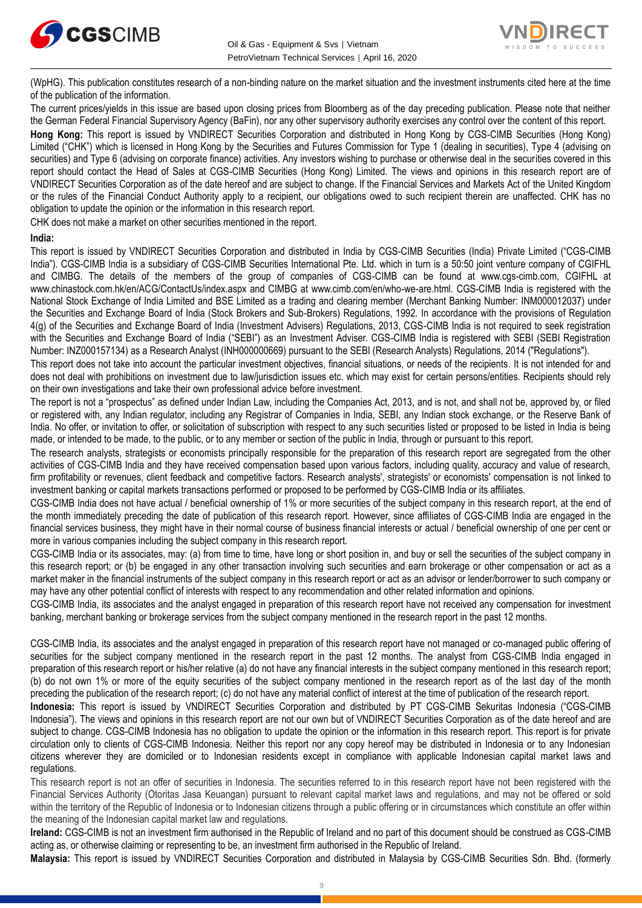(WpHG). This publication constitutes research of a non-binding nature on the market situation and the investment instruments cited here at the time of the publication of the information.

The current prices/yields in this issue are based upon closing prices from Bloomberg as of the day preceding publication. Please note that neither the German Federal Financial Supervisory Agency (BaFin), nor any other supervisory authority exercises any control over the content of this report.

**Hong Kong:** This report is issued by VNDIRECT Securities Corporation and distributed in Hong Kong by CGS-CIMB Securities (Hong Kong) Limited ("CHK") which is licensed in Hong Kong by the Securities and Futures Commission for Type 1 (dealing in securities), Type 4 (advising on securities) and Type 6 (advising on corporate finance) activities. Any investors wishing to purchase or otherwise deal in the securities covered in this report should contact the Head of Sales at CGS-CIMB Securities (Hong Kong) Limited. The views and opinions in this research report are of VNDIRECT Securities Corporation as of the date hereof and are subject to change. If the Financial Services and Markets Act of the United Kingdom or the rules of the Financial Conduct Authority apply to a recipient, our obligations owed to such recipient therein are unaffected. CHK has no obligation to update the opinion or the information in this research report.

CHK does not make a market on other securities mentioned in the report.

**India:**

This report is issued by VNDIRECT Securities Corporation and distributed in India by CGS-CIMB Securities (India) Private Limited ("CGS-CIMB India"). CGS-CIMB India is a subsidiary of CGS-CIMB Securities International Pte. Ltd. which in turn is a 50:50 joint venture company of CGIFHL and CIMBG. The details of the members of the group of companies of CGS-CIMB can be found at www.cgs-cimb.com, CGIFHL at www.chinastock.com.hk/en/ACG/ContactUs/index.aspx and CIMBG at www.cimb.com/en/who-we-are.html. CGS-CIMB India is registered with the National Stock Exchange of India Limited and BSE Limited as a trading and clearing member (Merchant Banking Number: INM000012037) under the Securities and Exchange Board of India (Stock Brokers and Sub-Brokers) Regulations, 1992. In accordance with the provisions of Regulation 4(g) of the Securities and Exchange Board of India (Investment Advisers) Regulations, 2013, CGS-CIMB India is not required to seek registration with the Securities and Exchange Board of India ("SEBI") as an Investment Adviser. CGS-CIMB India is registered with SEBI (SEBI Registration Number: INZ000157134) as a Research Analyst (INH000000669) pursuant to the SEBI (Research Analysts) Regulations, 2014 ("Regulations").

This report does not take into account the particular investment objectives, financial situations, or needs of the recipients. It is not intended for and does not deal with prohibitions on investment due to law/jurisdiction issues etc. which may exist for certain persons/entities. Recipients should rely on their own investigations and take their own professional advice before investment.

The report is not a "prospectus" as defined under Indian Law, including the Companies Act, 2013, and is not, and shall not be, approved by, or filed or registered with, any Indian regulator, including any Registrar of Companies in India, SEBI, any Indian stock exchange, or the Reserve Bank of India. No offer, or invitation to offer, or solicitation of subscription with respect to any such securities listed or proposed to be listed in India is being made, or intended to be made, to the public, or to any member or section of the public in India, through or pursuant to this report.

The research analysts, strategists or economists principally responsible for the preparation of this research report are segregated from the other activities of CGS-CIMB India and they have received compensation based upon various factors, including quality, accuracy and value of research, firm profitability or revenues, client feedback and competitive factors. Research analysts', strategists' or economists' compensation is not linked to investment banking or capital markets transactions performed or proposed to be performed by CGS-CIMB India or its affiliates.

CGS-CIMB India does not have actual / beneficial ownership of 1% or more securities of the subject company in this research report, at the end of the month immediately preceding the date of publication of this research report. However, since affiliates of CGS-CIMB India are engaged in the financial services business, they might have in their normal course of business financial interests or actual / beneficial ownership of one per cent or more in various companies including the subject company in this research report.

CGS-CIMB India or its associates, may: (a) from time to time, have long or short position in, and buy or sell the securities of the subject company in this research report; or (b) be engaged in any other transaction involving such securities and earn brokerage or other compensation or act as a market maker in the financial instruments of the subject company in this research report or act as an advisor or lender/borrower to such company or may have any other potential conflict of interests with respect to any recommendation and other related information and opinions.

CGS-CIMB India, its associates and the analyst engaged in preparation of this research report have not received any compensation for investment banking, merchant banking or brokerage services from the subject company mentioned in the research report in the past 12 months.

CGS-CIMB India, its associates and the analyst engaged in preparation of this research report have not managed or co-managed public offering of securities for the subject company mentioned in the research report in the past 12 months. The analyst from CGS-CIMB India engaged in preparation of this research report or his/her relative (a) do not have any financial interests in the subject company mentioned in this research report; (b) do not own 1% or more of the equity securities of the subject company mentioned in the research report as of the last day of the month preceding the publication of the research report; (c) do not have any material conflict of interest at the time of publication of the research report.

**Indonesia:** This report is issued by VNDIRECT Securities Corporation and distributed by PT CGS-CIMB Sekuritas Indonesia ("CGS-CIMB Indonesia"). The views and opinions in this research report are not our own but of VNDIRECT Securities Corporation as of the date hereof and are subject to change. CGS-CIMB Indonesia has no obligation to update the opinion or the information in this research report. This report is for private circulation only to clients of CGS-CIMB Indonesia. Neither this report nor any copy hereof may be distributed in Indonesia or to any Indonesian citizens wherever they are domiciled or to Indonesian residents except in compliance with applicable Indonesian capital market laws and regulations.

This research report is not an offer of securities in Indonesia. The securities referred to in this research report have not been registered with the Financial Services Authority (Otoritas Jasa Keuangan) pursuant to relevant capital market laws and regulations, and may not be offered or sold within the territory of the Republic of Indonesia or to Indonesian citizens through a public offering or in circumstances which constitute an offer within the meaning of the Indonesian capital market law and regulations.

**Ireland:** CGS-CIMB is not an investment firm authorised in the Republic of Ireland and no part of this document should be construed as CGS-CIMB acting as, or otherwise claiming or representing to be, an investment firm authorised in the Republic of Ireland.

**Malaysia:** This report is issued by VNDIRECT Securities Corporation and distributed in Malaysia by CGS-CIMB Securities Sdn. Bhd. (formerly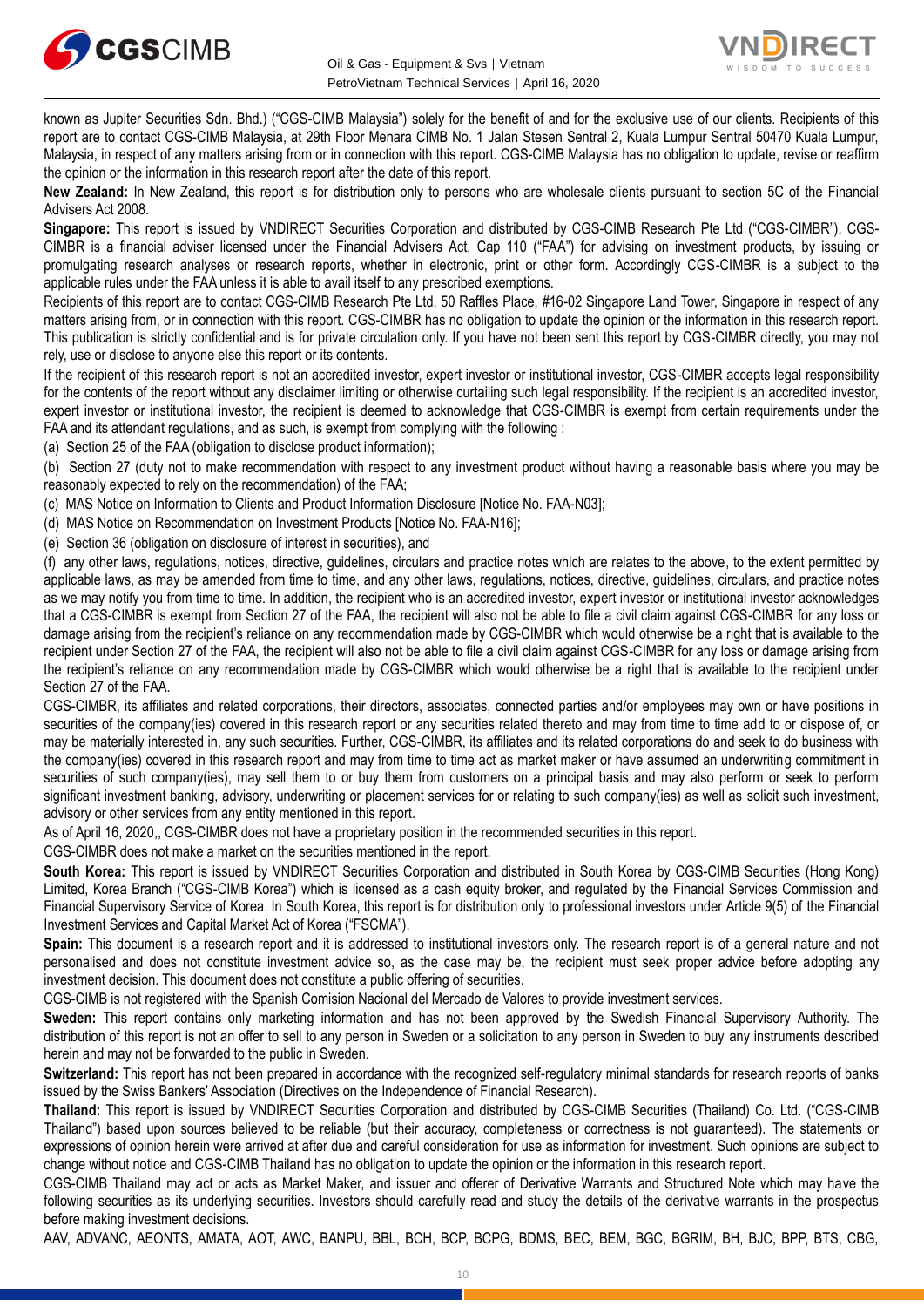known as Jupiter Securities Sdn. Bhd.) ("CGS-CIMB Malaysia") solely for the benefit of and for the exclusive use of our clients. Recipients of this report are to contact CGS-CIMB Malaysia, at 29th Floor Menara CIMB No. 1 Jalan Stesen Sentral 2, Kuala Lumpur Sentral 50470 Kuala Lumpur, Malaysia, in respect of any matters arising from or in connection with this report. CGS-CIMB Malaysia has no obligation to update, revise or reaffirm the opinion or the information in this research report after the date of this report.

**New Zealand:** In New Zealand, this report is for distribution only to persons who are wholesale clients pursuant to section 5C of the Financial Advisers Act 2008.

**Singapore:** This report is issued by VNDIRECT Securities Corporation and distributed by CGS-CIMB Research Pte Ltd ("CGS-CIMBR"). CGS-CIMBR is a financial adviser licensed under the Financial Advisers Act, Cap 110 ("FAA") for advising on investment products, by issuing or promulgating research analyses or research reports, whether in electronic, print or other form. Accordingly CGS-CIMBR is a subject to the applicable rules under the FAA unless it is able to avail itself to any prescribed exemptions.

Recipients of this report are to contact CGS-CIMB Research Pte Ltd, 50 Raffles Place, #16-02 Singapore Land Tower, Singapore in respect of any matters arising from, or in connection with this report. CGS-CIMBR has no obligation to update the opinion or the information in this research report. This publication is strictly confidential and is for private circulation only. If you have not been sent this report by CGS-CIMBR directly, you may not rely, use or disclose to anyone else this report or its contents.

If the recipient of this research report is not an accredited investor, expert investor or institutional investor, CGS-CIMBR accepts legal responsibility for the contents of the report without any disclaimer limiting or otherwise curtailing such legal responsibility. If the recipient is an accredited investor, expert investor or institutional investor, the recipient is deemed to acknowledge that CGS-CIMBR is exempt from certain requirements under the FAA and its attendant regulations, and as such, is exempt from complying with the following :

(a) Section 25 of the FAA (obligation to disclose product information);

(b) Section 27 (duty not to make recommendation with respect to any investment product without having a reasonable basis where you may be reasonably expected to rely on the recommendation) of the FAA;

(c) MAS Notice on Information to Clients and Product Information Disclosure [Notice No. FAA-N03];

(d) MAS Notice on Recommendation on Investment Products [Notice No. FAA-N16];

(e) Section 36 (obligation on disclosure of interest in securities), and

(f) any other laws, regulations, notices, directive, guidelines, circulars and practice notes which are relates to the above, to the extent permitted by applicable laws, as may be amended from time to time, and any other laws, regulations, notices, directive, guidelines, circulars, and practice notes as we may notify you from time to time. In addition, the recipient who is an accredited investor, expert investor or institutional investor acknowledges that a CGS-CIMBR is exempt from Section 27 of the FAA, the recipient will also not be able to file a civil claim against CGS-CIMBR for any loss or damage arising from the recipient's reliance on any recommendation made by CGS-CIMBR which would otherwise be a right that is available to the recipient under Section 27 of the FAA, the recipient will also not be able to file a civil claim against CGS-CIMBR for any loss or damage arising from the recipient's reliance on any recommendation made by CGS-CIMBR which would otherwise be a right that is available to the recipient under Section 27 of the FAA.

CGS-CIMBR, its affiliates and related corporations, their directors, associates, connected parties and/or employees may own or have positions in securities of the company(ies) covered in this research report or any securities related thereto and may from time to time add to or dispose of, or may be materially interested in, any such securities. Further, CGS-CIMBR, its affiliates and its related corporations do and seek to do business with the company(ies) covered in this research report and may from time to time act as market maker or have assumed an underwriting commitment in securities of such company(ies), may sell them to or buy them from customers on a principal basis and may also perform or seek to perform significant investment banking, advisory, underwriting or placement services for or relating to such company(ies) as well as solicit such investment, advisory or other services from any entity mentioned in this report.

As of April 16, 2020,, CGS-CIMBR does not have a proprietary position in the recommended securities in this report.

CGS-CIMBR does not make a market on the securities mentioned in the report.

**South Korea:** This report is issued by VNDIRECT Securities Corporation and distributed in South Korea by CGS-CIMB Securities (Hong Kong) Limited, Korea Branch ("CGS-CIMB Korea") which is licensed as a cash equity broker, and regulated by the Financial Services Commission and Financial Supervisory Service of Korea. In South Korea, this report is for distribution only to professional investors under Article 9(5) of the Financial Investment Services and Capital Market Act of Korea ("FSCMA").

**Spain:** This document is a research report and it is addressed to institutional investors only. The research report is of a general nature and not personalised and does not constitute investment advice so, as the case may be, the recipient must seek proper advice before adopting any investment decision. This document does not constitute a public offering of securities.

CGS-CIMB is not registered with the Spanish Comision Nacional del Mercado de Valores to provide investment services.

**Sweden:** This report contains only marketing information and has not been approved by the Swedish Financial Supervisory Authority. The distribution of this report is not an offer to sell to any person in Sweden or a solicitation to any person in Sweden to buy any instruments described herein and may not be forwarded to the public in Sweden.

**Switzerland:** This report has not been prepared in accordance with the recognized self-regulatory minimal standards for research reports of banks issued by the Swiss Bankers' Association (Directives on the Independence of Financial Research).

**Thailand:** This report is issued by VNDIRECT Securities Corporation and distributed by CGS-CIMB Securities (Thailand) Co. Ltd. ("CGS-CIMB Thailand") based upon sources believed to be reliable (but their accuracy, completeness or correctness is not guaranteed). The statements or expressions of opinion herein were arrived at after due and careful consideration for use as information for investment. Such opinions are subject to change without notice and CGS-CIMB Thailand has no obligation to update the opinion or the information in this research report.

CGS-CIMB Thailand may act or acts as Market Maker, and issuer and offerer of Derivative Warrants and Structured Note which may have the following securities as its underlying securities. Investors should carefully read and study the details of the derivative warrants in the prospectus before making investment decisions.

AAV, ADVANC, AEONTS, AMATA, AOT, AWC, BANPU, BBL, BCH, BCP, BCPG, BDMS, BEC, BEM, BGC, BGRIM, BH, BJC, BPP, BTS, CBG,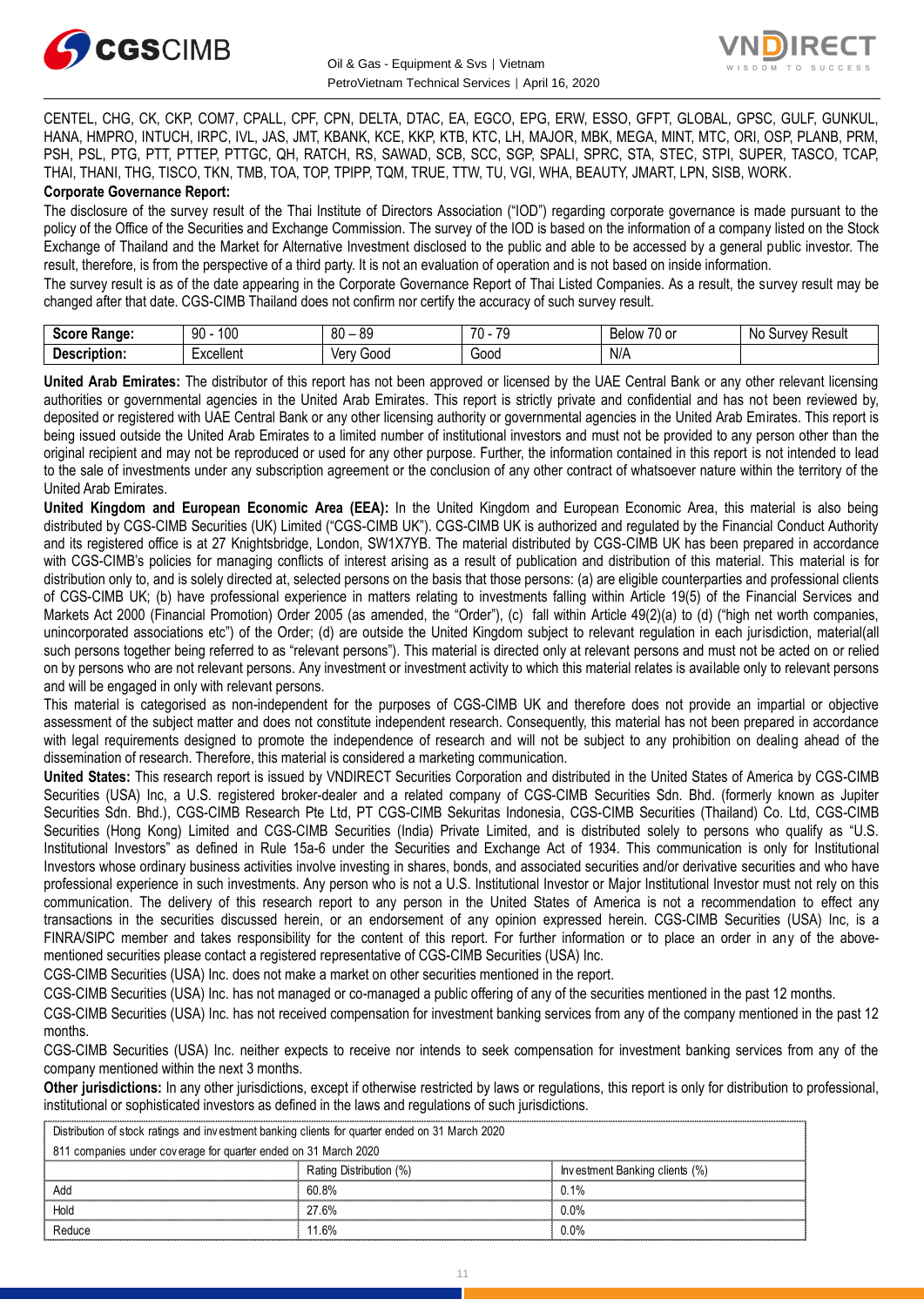CENTEL, CHG, CK, CKP, COM7, CPALL, CPF, CPN, DELTA, DTAC, EA, EGCO, EPG, ERW, ESSO, GFPT, GLOBAL, GPSC, GULF, GUNKUL, HANA, HMPRO, INTUCH, IRPC, IVL, JAS, JMT, KBANK, KCE, KKP, KTB, KTC, LH, MAJOR, MBK, MEGA, MINT, MTC, ORI, OSP, PLANB, PRM, PSH, PSL, PTG, PTT, PTTEP, PTTGC, QH, RATCH, RS, SAWAD, SCB, SCC, SGP, SPALI, SPRC, STA, STEC, STPI, SUPER, TASCO, TCAP, THAI, THANI, THG, TISCO, TKN, TMB, TOA, TOP, TPIPP, TQM, TRUE, TTW, TU, VGI, WHA, BEAUTY, JMART, LPN, SISB, WORK.

**Corporate Governance Report:**

The disclosure of the survey result of the Thai Institute of Directors Association ("IOD") regarding corporate governance is made pursuant to the policy of the Office of the Securities and Exchange Commission. The survey of the IOD is based on the information of a company listed on the Stock Exchange of Thailand and the Market for Alternative Investment disclosed to the public and able to be accessed by a general public investor. The result, therefore, is from the perspective of a third party. It is not an evaluation of operation and is not based on inside information.

The survey result is as of the date appearing in the Corporate Governance Report of Thai Listed Companies. As a result, the survey result may be changed after that date. CGS-CIMB Thailand does not confirm nor certify the accuracy of such survey result.

| **Score Range:** | 90 - 100 | 80 – 89 | 70 - 79 | Below 70 or | No Survey Result |
|---|---|---|---|---|---|
| **Description:** | Excellent | Very Good | Good | N/A | |

**United Arab Emirates:** The distributor of this report has not been approved or licensed by the UAE Central Bank or any other relevant licensing authorities or governmental agencies in the United Arab Emirates. This report is strictly private and confidential and has not been reviewed by, deposited or registered with UAE Central Bank or any other licensing authority or governmental agencies in the United Arab Emirates. This report is being issued outside the United Arab Emirates to a limited number of institutional investors and must not be provided to any person other than the original recipient and may not be reproduced or used for any other purpose. Further, the information contained in this report is not intended to lead to the sale of investments under any subscription agreement or the conclusion of any other contract of whatsoever nature within the territory of the United Arab Emirates.

**United Kingdom and European Economic Area (EEA):** In the United Kingdom and European Economic Area, this material is also being distributed by CGS-CIMB Securities (UK) Limited ("CGS-CIMB UK"). CGS-CIMB UK is authorized and regulated by the Financial Conduct Authority and its registered office is at 27 Knightsbridge, London, SW1X7YB. The material distributed by CGS-CIMB UK has been prepared in accordance with CGS-CIMB's policies for managing conflicts of interest arising as a result of publication and distribution of this material. This material is for distribution only to, and is solely directed at, selected persons on the basis that those persons: (a) are eligible counterparties and professional clients of CGS-CIMB UK; (b) have professional experience in matters relating to investments falling within Article 19(5) of the Financial Services and Markets Act 2000 (Financial Promotion) Order 2005 (as amended, the "Order"), (c) fall within Article 49(2)(a) to (d) ("high net worth companies, unincorporated associations etc") of the Order; (d) are outside the United Kingdom subject to relevant regulation in each jurisdiction, material(all such persons together being referred to as "relevant persons"). This material is directed only at relevant persons and must not be acted on or relied on by persons who are not relevant persons. Any investment or investment activity to which this material relates is available only to relevant persons and will be engaged in only with relevant persons.

This material is categorised as non-independent for the purposes of CGS-CIMB UK and therefore does not provide an impartial or objective assessment of the subject matter and does not constitute independent research. Consequently, this material has not been prepared in accordance with legal requirements designed to promote the independence of research and will not be subject to any prohibition on dealing ahead of the dissemination of research. Therefore, this material is considered a marketing communication.

**United States:** This research report is issued by VNDIRECT Securities Corporation and distributed in the United States of America by CGS-CIMB Securities (USA) Inc, a U.S. registered broker-dealer and a related company of CGS-CIMB Securities Sdn. Bhd. (formerly known as Jupiter Securities Sdn. Bhd.), CGS-CIMB Research Pte Ltd, PT CGS-CIMB Sekuritas Indonesia, CGS-CIMB Securities (Thailand) Co. Ltd, CGS-CIMB Securities (Hong Kong) Limited and CGS-CIMB Securities (India) Private Limited, and is distributed solely to persons who qualify as "U.S. Institutional Investors" as defined in Rule 15a-6 under the Securities and Exchange Act of 1934. This communication is only for Institutional Investors whose ordinary business activities involve investing in shares, bonds, and associated securities and/or derivative securities and who have professional experience in such investments. Any person who is not a U.S. Institutional Investor or Major Institutional Investor must not rely on this communication. The delivery of this research report to any person in the United States of America is not a recommendation to effect any transactions in the securities discussed herein, or an endorsement of any opinion expressed herein. CGS-CIMB Securities (USA) Inc, is a FINRA/SIPC member and takes responsibility for the content of this report. For further information or to place an order in any of the above-mentioned securities please contact a registered representative of CGS-CIMB Securities (USA) Inc.

CGS-CIMB Securities (USA) Inc. does not make a market on other securities mentioned in the report.

CGS-CIMB Securities (USA) Inc. has not managed or co-managed a public offering of any of the securities mentioned in the past 12 months.

CGS-CIMB Securities (USA) Inc. has not received compensation for investment banking services from any of the company mentioned in the past 12 months.

CGS-CIMB Securities (USA) Inc. neither expects to receive nor intends to seek compensation for investment banking services from any of the company mentioned within the next 3 months.

**Other jurisdictions:** In any other jurisdictions, except if otherwise restricted by laws or regulations, this report is only for distribution to professional, institutional or sophisticated investors as defined in the laws and regulations of such jurisdictions.

| Distribution of stock ratings and investment banking clients for quarter ended on 31 March 2020 | | |
|---|---|---|
| 811 companies under coverage for quarter ended on 31 March 2020 | | |
| | Rating Distribution (%) | Investment Banking clients (%) |
| Add | 60.8% | 0.1% |
| Hold | 27.6% | 0.0% |
| Reduce | 11.6% | 0.0% |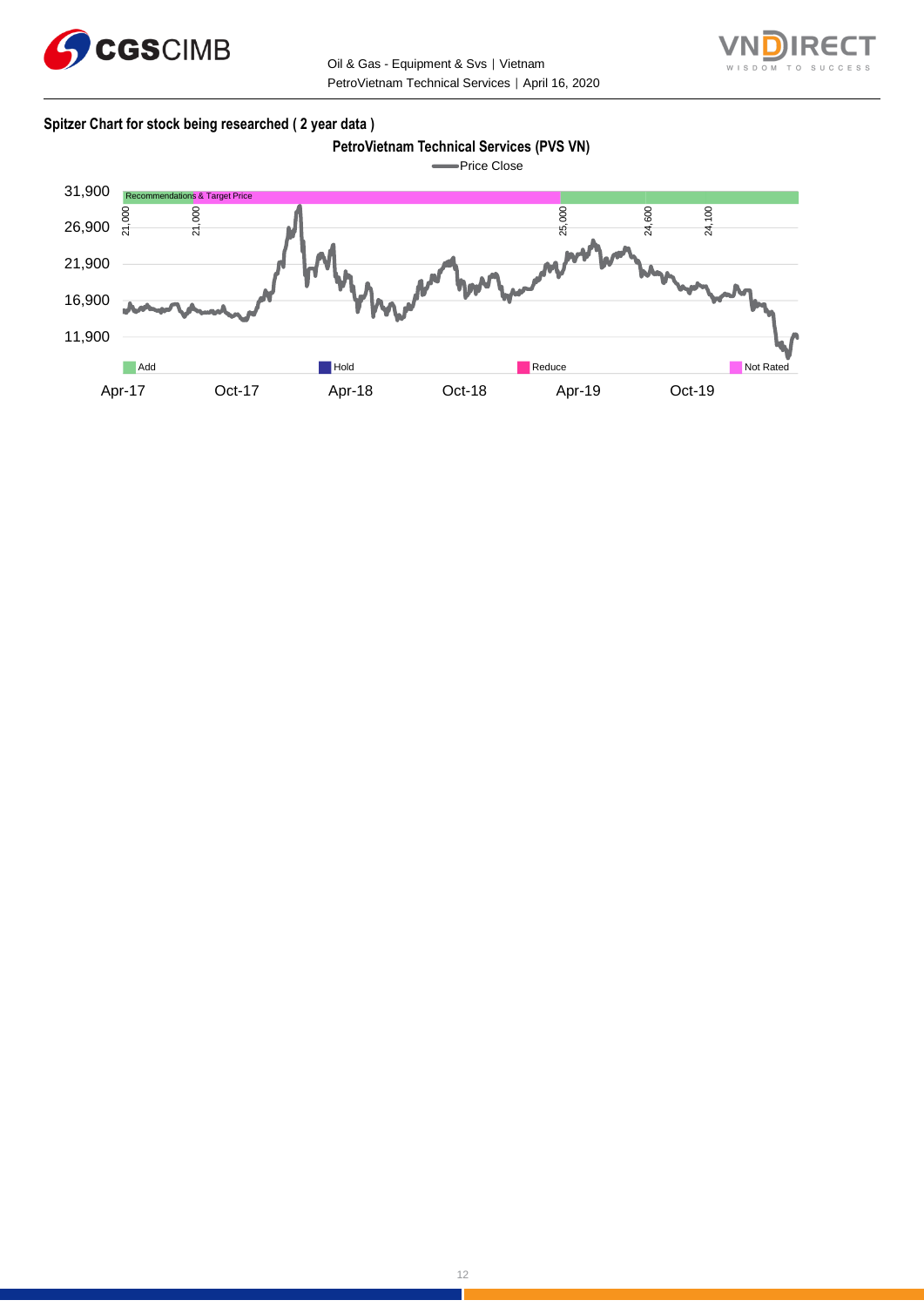**Spitzer Chart for stock being researched ( 2 year data )**

**PetroVietnam Technical Services (PVS VN)**

Price Close

31,900
26,900
21,900
16,900
11,900

Recommendations & Target Price

21,000 21,000 25,000 24,600 24,100

Add Hold Reduce Not Rated

Apr-17 Oct-17 Apr-18 Oct-18 Apr-19 Oct-19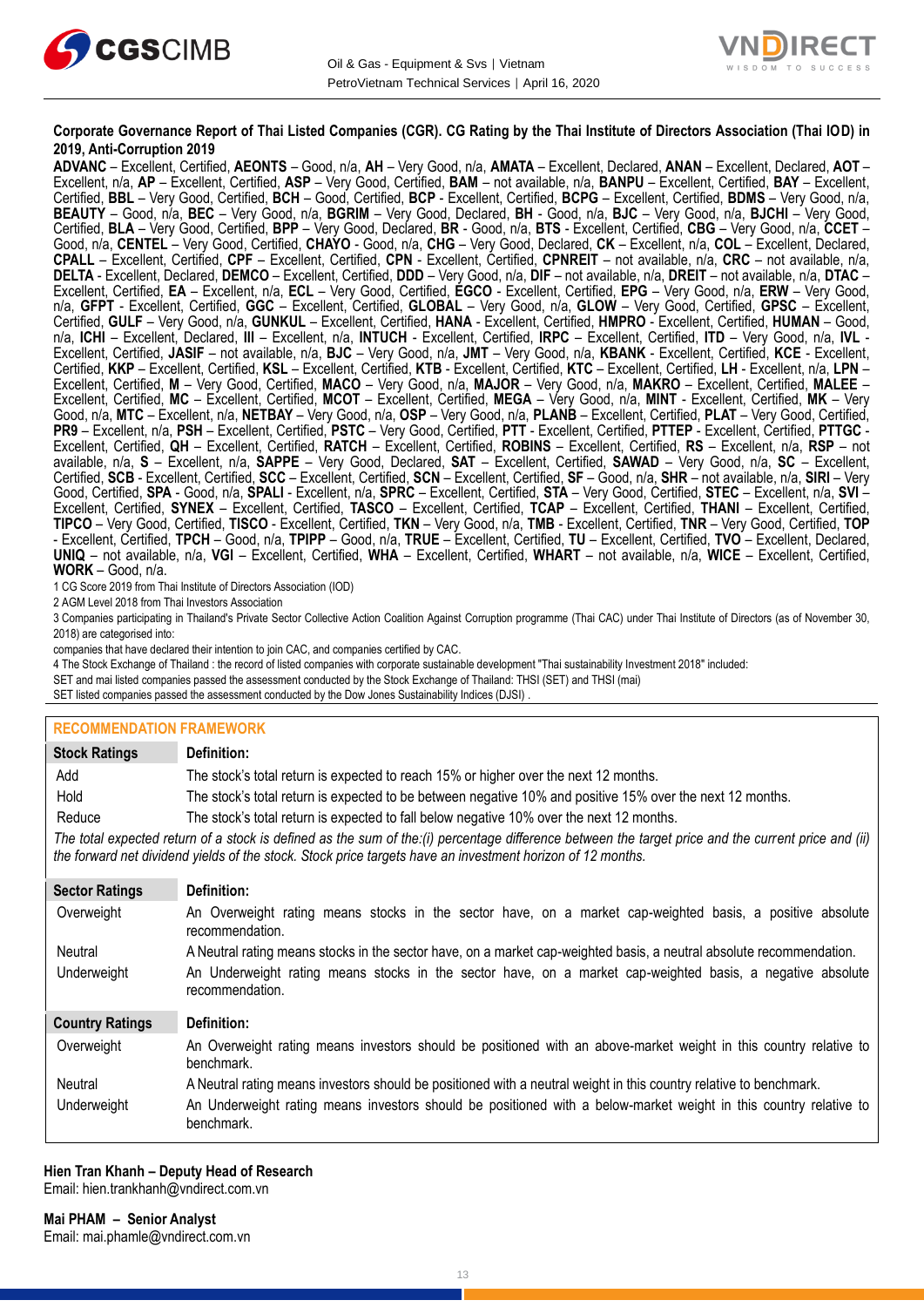**Corporate Governance Report of Thai Listed Companies (CGR). CG Rating by the Thai Institute of Directors Association (Thai IOD) in 2019, Anti-Corruption 2019**

**ADVANC** – Excellent, Certified, **AEONTS** – Good, n/a, **AH** – Very Good, n/a, **AMATA** – Excellent, Declared, **ANAN** – Excellent, Declared, **AOT** – Excellent, n/a, **AP** – Excellent, Certified, **ASP** – Very Good, Certified, **BAM** – not available, n/a, **BANPU** – Excellent, Certified, **BAY** – Excellent, Certified, **BBL** – Very Good, Certified, **BCH** – Good, Certified, **BCP** - Excellent, Certified, **BCPG** – Excellent, Certified, **BDMS** – Very Good, n/a, **BEAUTY** – Good, n/a, **BEC** – Very Good, n/a, **BGRIM** – Very Good, Declared, **BH** - Good, n/a, **BJC** – Very Good, n/a, **BJCHI** – Very Good, Certified, **BLA** – Very Good, Certified, **BPP** – Very Good, Declared, **BR** - Good, n/a, **BTS** - Excellent, Certified, **CBG** – Very Good, n/a, **CCET** – Good, n/a, **CENTEL** – Very Good, Certified, **CHAYO** - Good, n/a, **CHG** – Very Good, Declared, **CK** – Excellent, n/a, **COL** – Excellent, Declared, **CPALL** – Excellent, Certified, **CPF** – Excellent, Certified, **CPN** - Excellent, Certified, **CPNREIT** – not available, n/a, **CRC** – not available, n/a, **DELTA** - Excellent, Declared, **DEMCO** – Excellent, Certified, **DDD** – Very Good, n/a, **DIF** – not available, n/a, **DREIT** – not available, n/a, **DTAC** – Excellent, Certified, **EA** – Excellent, n/a, **ECL** – Very Good, Certified, **EGCO** - Excellent, Certified, **EPG** – Very Good, n/a, **ERW** – Very Good, n/a, **GFPT** - Excellent, Certified, **GGC** – Excellent, Certified, **GLOBAL** – Very Good, n/a, **GLOW** – Very Good, Certified, **GPSC** – Excellent, Certified, **GULF** – Very Good, n/a, **GUNKUL** – Excellent, Certified, **HANA** - Excellent, Certified, **HMPRO** - Excellent, Certified, **HUMAN** – Good, n/a, **ICHI** – Excellent, Declared, **III** – Excellent, n/a, **INTUCH** - Excellent, Certified, **IRPC** – Excellent, Certified, **ITD** – Very Good, n/a, **IVL** - Excellent, Certified, **JASIF** – not available, n/a, **BJC** – Very Good, n/a, **JMT** – Very Good, n/a, **KBANK** - Excellent, Certified, **KCE** - Excellent, Certified, **KKP** – Excellent, Certified, **KSL** – Excellent, Certified, **KTB** - Excellent, Certified, **KTC** – Excellent, Certified, **LH** - Excellent, n/a, **LPN** – Excellent, Certified, **M** – Very Good, Certified, **MACO** – Very Good, n/a, **MAJOR** – Very Good, n/a, **MAKRO** – Excellent, Certified, **MALEE** – Excellent, Certified, **MC** – Excellent, Certified, **MCOT** – Excellent, Certified, **MEGA** – Very Good, n/a, **MINT** - Excellent, Certified, **MK** – Very Good, n/a, **MTC** – Excellent, n/a, **NETBAY** – Very Good, n/a, **OSP** – Very Good, n/a, **PLANB** – Excellent, Certified, **PLAT** – Very Good, Certified, **PR9** – Excellent, n/a, **PSH** – Excellent, Certified, **PSTC** – Very Good, Certified, **PTT** - Excellent, Certified, **PTTEP** - Excellent, Certified, **PTTGC** - Excellent, Certified, **QH** – Excellent, Certified, **RATCH** – Excellent, Certified, **ROBINS** – Excellent, Certified, **RS** – Excellent, n/a, **RSP** – not available, n/a, **S** – Excellent, n/a, **SAPPE** – Very Good, Declared, **SAT** – Excellent, Certified, **SAWAD** – Very Good, n/a, **SC** – Excellent, Certified, **SCB** - Excellent, Certified, **SCC** – Excellent, Certified, **SCN** – Excellent, Certified, **SF** – Good, n/a, **SHR** – not available, n/a, **SIRI** – Very Good, Certified, **SPA** - Good, n/a, **SPALI** - Excellent, n/a, **SPRC** – Excellent, Certified, **STA** – Very Good, Certified, **STEC** – Excellent, n/a, **SVI** – Excellent, Certified, **SYNEX** – Excellent, Certified, **TASCO** – Excellent, Certified, **TCAP** – Excellent, Certified, **THANI** – Excellent, Certified, **TIPCO** – Very Good, Certified, **TISCO** - Excellent, Certified, **TKN** – Very Good, n/a, **TMB** - Excellent, Certified, **TNR** – Very Good, Certified, **TOP** - Excellent, Certified, **TPCH** – Good, n/a, **TPIPP** – Good, n/a, **TRUE** – Excellent, Certified, **TU** – Excellent, Certified, **TVO** – Excellent, Declared, **UNIQ** – not available, n/a, **VGI** – Excellent, Certified, **WHA** – Excellent, Certified, **WHART** – not available, n/a, **WICE** – Excellent, Certified, **WORK** – Good, n/a.

1 CG Score 2019 from Thai Institute of Directors Association (IOD)

2 AGM Level 2018 from Thai Investors Association

3 Companies participating in Thailand's Private Sector Collective Action Coalition Against Corruption programme (Thai CAC) under Thai Institute of Directors (as of November 30, 2018) are categorised into:

companies that have declared their intention to join CAC, and companies certified by CAC.

4 The Stock Exchange of Thailand : the record of listed companies with corporate sustainable development "Thai sustainability Investment 2018" included:

SET and mai listed companies passed the assessment conducted by the Stock Exchange of Thailand: THSI (SET) and THSI (mai)

SET listed companies passed the assessment conducted by the Dow Jones Sustainability Indices (DJSI) .

## RECOMMENDATION FRAMEWORK

| Stock Ratings | Definition: |
|---|---|
| Add | The stock's total return is expected to reach 15% or higher over the next 12 months. |
| Hold | The stock's total return is expected to be between negative 10% and positive 15% over the next 12 months. |
| Reduce | The stock's total return is expected to fall below negative 10% over the next 12 months. |

*The total expected return of a stock is defined as the sum of the:(i) percentage difference between the target price and the current price and (ii) the forward net dividend yields of the stock. Stock price targets have an investment horizon of 12 months.*

| Sector Ratings | Definition: |
|---|---|
| Overweight | An Overweight rating means stocks in the sector have, on a market cap-weighted basis, a positive absolute recommendation. |
| Neutral | A Neutral rating means stocks in the sector have, on a market cap-weighted basis, a neutral absolute recommendation. |
| Underweight | An Underweight rating means stocks in the sector have, on a market cap-weighted basis, a negative absolute recommendation. |

| Country Ratings | Definition: |
|---|---|
| Overweight | An Overweight rating means investors should be positioned with an above-market weight in this country relative to benchmark. |
| Neutral | A Neutral rating means investors should be positioned with a neutral weight in this country relative to benchmark. |
| Underweight | An Underweight rating means investors should be positioned with a below-market weight in this country relative to benchmark. |

**Hien Tran Khanh – Deputy Head of Research**
Email: hien.trankhanh@vndirect.com.vn

**Mai PHAM – Senior Analyst**
Email: mai.phamle@vndirect.com.vn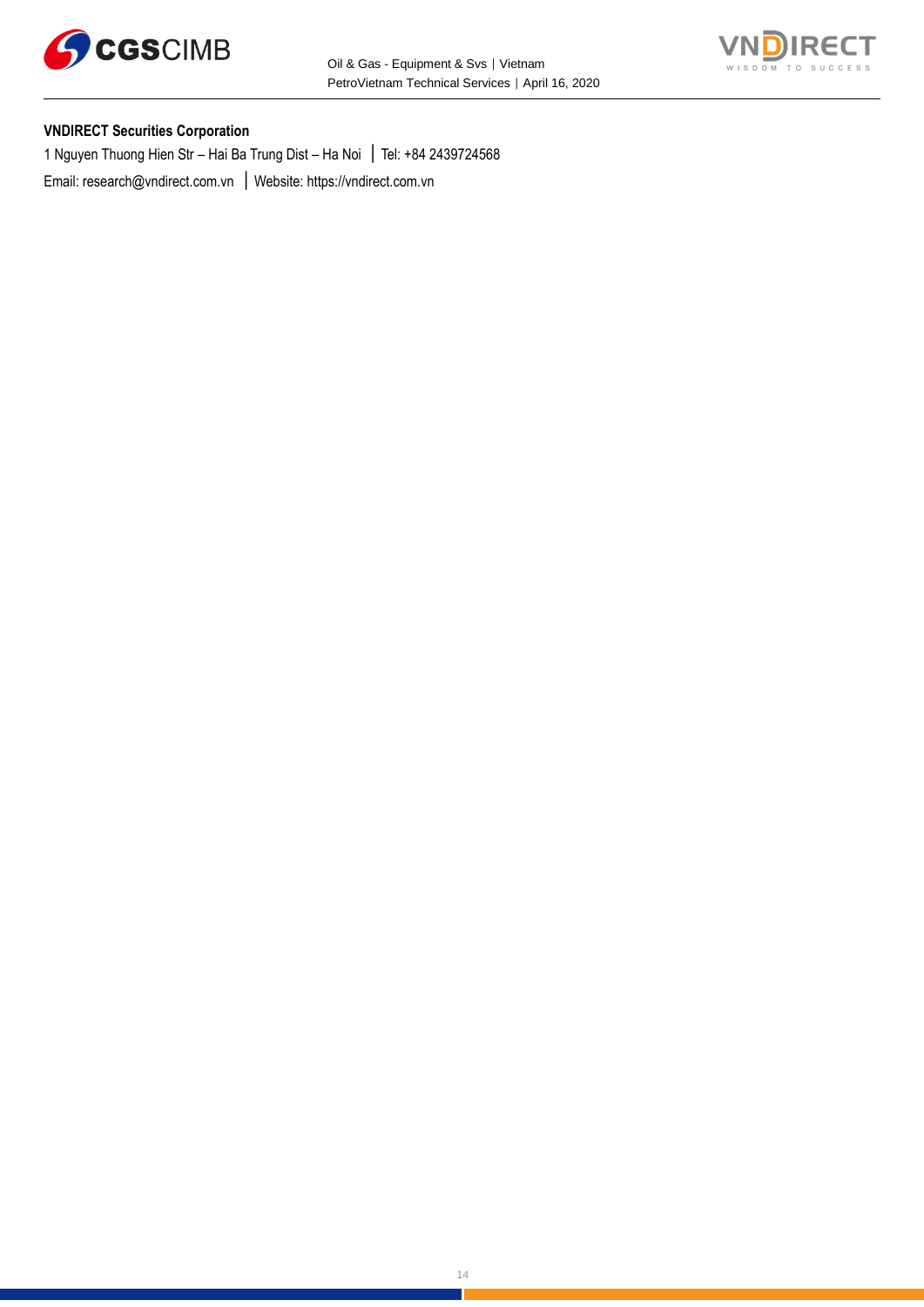**VNDIRECT Securities Corporation**

1 Nguyen Thuong Hien Str – Hai Ba Trung Dist – Ha Noi | Tel: +84 2439724568

Email: research@vndirect.com.vn | Website: https://vndirect.com.vn